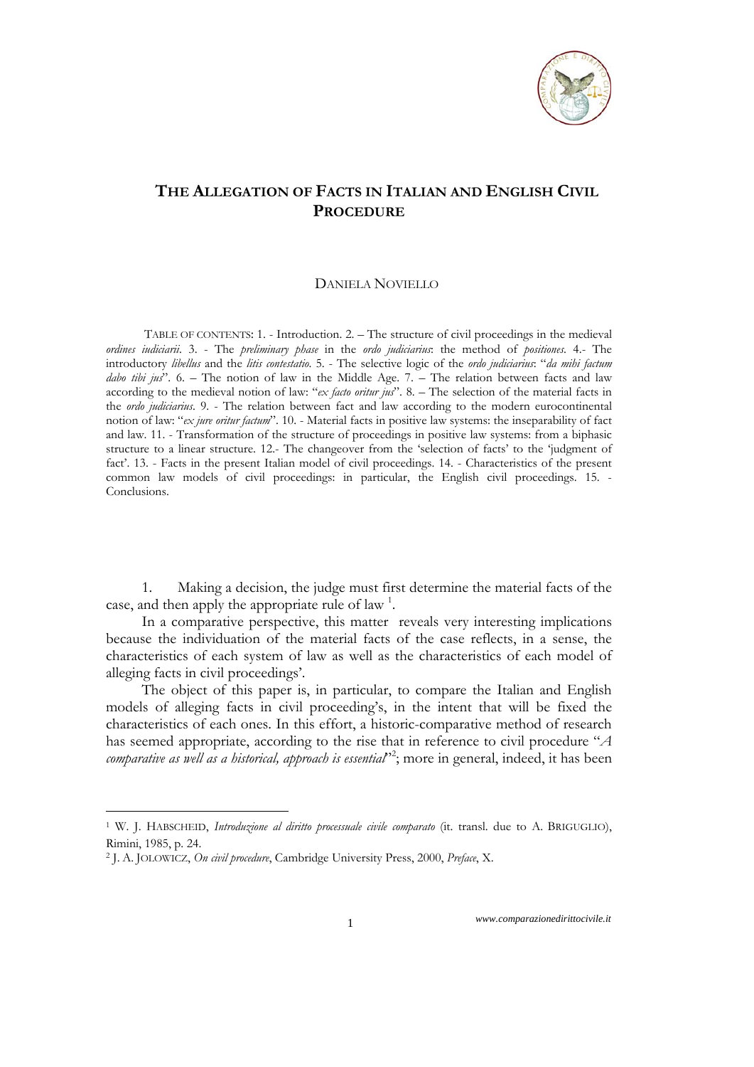# THE ALLEGATION OF FACTS IN ITALIAN AND ENGLISH CIVIL PROCEDURE

DANIELA NOVIELLO

TABLE OF CONTENTS: 1. - Introduction. 2. – The structure of civil proceedings in the medieval *ordines iudiciarii*. 3. - The *preliminary phase* in the *ordo judiciarius*: the method of *positiones*. 4.- The introductory *libellus* and the *litis contestatio*. 5. - The selective logic of the *ordo judiciarius*: "*da mihi factum dabo tibi jus*". 6. – The notion of law in the Middle Age. 7. – The relation between facts and law according to the medieval notion of law: "*ex facto oritur jus*". 8. – The selection of the material facts in the *ordo judiciarius*. 9. - The relation between fact and law according to the modern eurocontinental notion of law: "*ex jure oritur factum*". 10. - Material facts in positive law systems: the inseparability of fact and law. 11. - Transformation of the structure of proceedings in positive law systems: from a biphasic structure to a linear structure. 12.- The changeover from the 'selection of facts' to the 'judgment of fact'. 13. - Facts in the present Italian model of civil proceedings. 14. - Characteristics of the present common law models of civil proceedings: in particular, the English civil proceedings. 15. - Conclusions.

1. Making a decision, the judge must first determine the material facts of the case, and then apply the appropriate rule of law [1].

In a comparative perspective, this matter reveals very interesting implications because the individuation of the material facts of the case reflects, in a sense, the characteristics of each system of law as well as the characteristics of each model of alleging facts in civil proceedings'.

The object of this paper is, in particular, to compare the Italian and English models of alleging facts in civil proceeding's, in the intent that will be fixed the characteristics of each ones. In this effort, a historic-comparative method of research has seemed appropriate, according to the rise that in reference to civil procedure "*A comparative as well as a historical, approach is essential*"[2]; more in general, indeed, it has been

---

[1] W. J. HABSCHEID, *Introduzione al diritto processuale civile comparato* (it. transl. due to A. BRIGUGLIO), Rimini, 1985, p. 24.

[2] J. A. JOLOWICZ, *On civil procedure*, Cambridge University Press, 2000, *Preface*, X.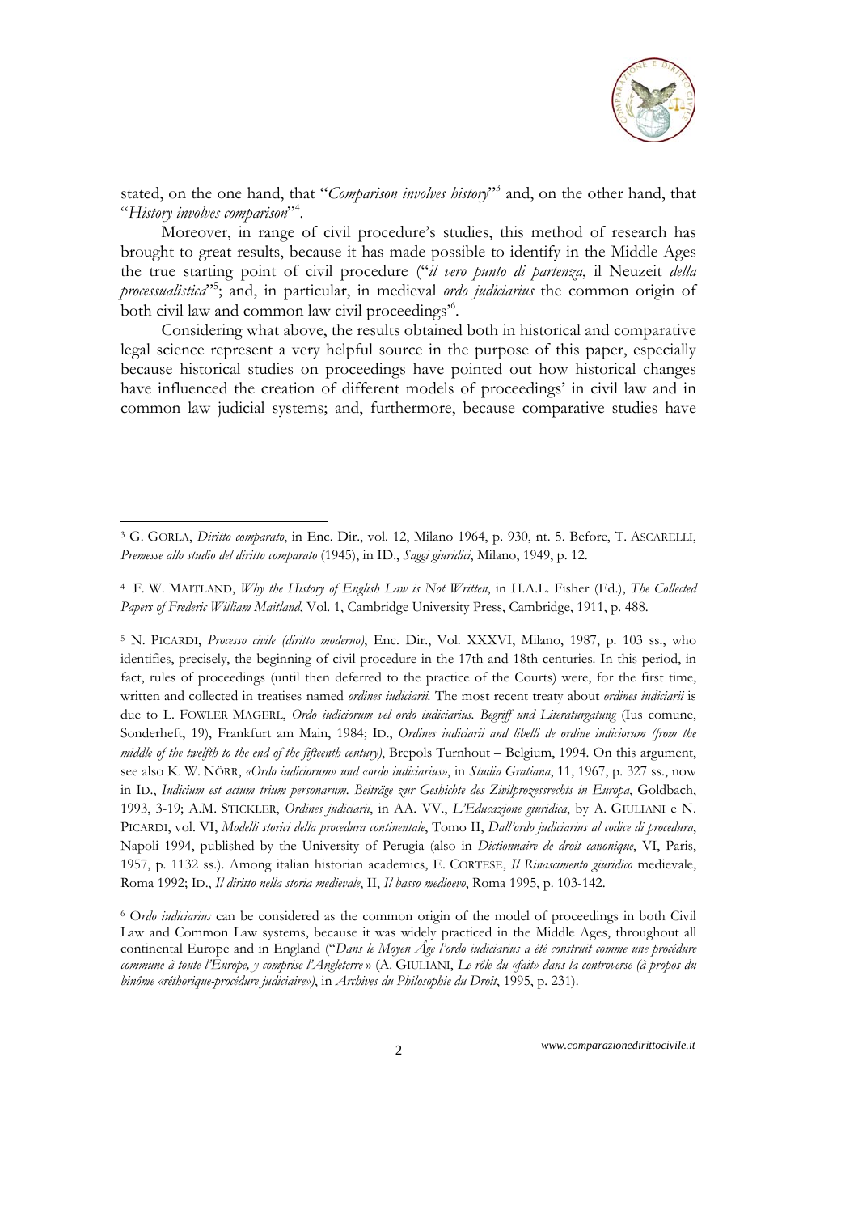stated, on the one hand, that "*Comparison involves history*"[3] and, on the other hand, that "*History involves comparison*"[4].

Moreover, in range of civil procedure's studies, this method of research has brought to great results, because it has made possible to identify in the Middle Ages the true starting point of civil procedure ("*il vero punto di partenza*, il Neuzeit *della processualistica*"[5]; and, in particular, in medieval *ordo judiciarius* the common origin of both civil law and common law civil proceedings"[6].

Considering what above, the results obtained both in historical and comparative legal science represent a very helpful source in the purpose of this paper, especially because historical studies on proceedings have pointed out how historical changes have influenced the creation of different models of proceedings' in civil law and in common law judicial systems; and, furthermore, because comparative studies have

---

[3] G. GORLA, *Diritto comparato*, in Enc. Dir., vol. 12, Milano 1964, p. 930, nt. 5. Before, T. ASCARELLI, *Premesse allo studio del diritto comparato* (1945), in ID., *Saggi giuridici*, Milano, 1949, p. 12.

[4] F. W. MAITLAND, *Why the History of English Law is Not Written*, in H.A.L. Fisher (Ed.), *The Collected Papers of Frederic William Maitland*, Vol. 1, Cambridge University Press, Cambridge, 1911, p. 488.

[5] N. PICARDI, *Processo civile (diritto moderno)*, Enc. Dir., Vol. XXXVI, Milano, 1987, p. 103 ss., who identifies, precisely, the beginning of civil procedure in the 17th and 18th centuries. In this period, in fact, rules of proceedings (until then deferred to the practice of the Courts) were, for the first time, written and collected in treatises named *ordines iudiciarii*. The most recent treaty about *ordines iudiciarii* is due to L. FOWLER MAGERL, *Ordo iudiciorum vel ordo iudiciarius. Begriff und Literaturgatung* (Ius comune, Sonderheft, 19), Frankfurt am Main, 1984; ID., *Ordines iudiciarii and libelli de ordine iudiciorum (from the middle of the twelfth to the end of the fifteenth century)*, Brepols Turnhout – Belgium, 1994. On this argument, see also K. W. NÖRR, *«Ordo iudiciorum» und «ordo iudiciarius»*, in *Studia Gratiana*, 11, 1967, p. 327 ss., now in ID., *Iudicium est actum trium personarum. Beiträge zur Geshichte des Zivilprozessrechts in Europa*, Goldbach, 1993, 3-19; A.M. STICKLER, *Ordines judiciarii*, in AA. VV., *L'Educazione giuridica*, by A. GIULIANI e N. PICARDI, vol. VI, *Modelli storici della procedura continentale*, Tomo II, *Dall'ordo judiciarius al codice di procedura*, Napoli 1994, published by the University of Perugia (also in *Dictionnaire de droit canonique*, VI, Paris, 1957, p. 1132 ss.). Among italian historian academics, E. CORTESE, *Il Rinascimento giuridico* medievale, Roma 1992; ID., *Il diritto nella storia medievale*, II, *Il basso medioevo*, Roma 1995, p. 103-142.

[6] O*rdo iudiciarius* can be considered as the common origin of the model of proceedings in both Civil Law and Common Law systems, because it was widely practiced in the Middle Ages, throughout all continental Europe and in England ("*Dans le Moyen Âge l'ordo iudiciarius a été construit comme une procédure commune à toute l'Europe, y comprise l'Angleterre* » (A. GIULIANI, *Le rôle du «fait» dans la controverse (à propos du binôme «réthorique-procédure judiciaire»)*, in *Archives du Philosophie du Droit*, 1995, p. 231).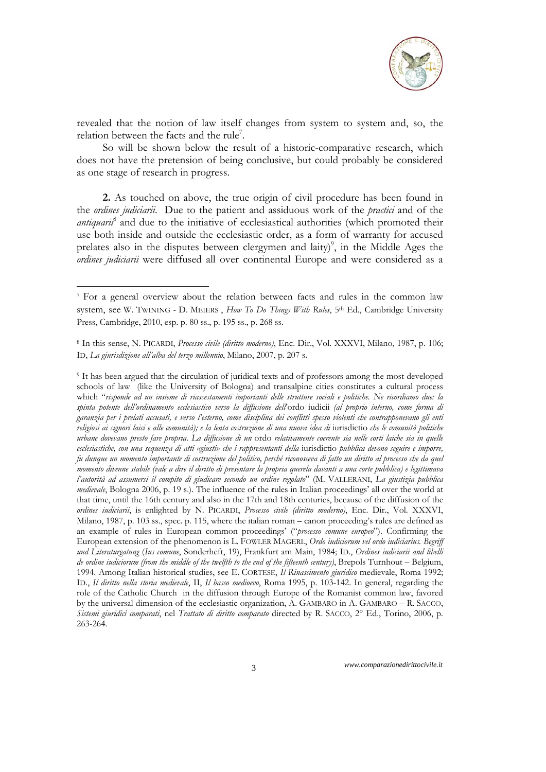revealed that the notion of law itself changes from system to system and, so, the relation between the facts and the rule[7].

So will be shown below the result of a historic-comparative research, which does not have the pretension of being conclusive, but could probably be considered as one stage of research in progress.

**2.** As touched on above, the true origin of civil procedure has been found in the *ordines judiciarii*. Due to the patient and assiduous work of the *practici* and of the *antiquarii*[8] and due to the initiative of ecclesiastical authorities (which promoted their use both inside and outside the ecclesiastic order, as a form of warranty for accused prelates also in the disputes between clergymen and laity)[9], in the Middle Ages the *ordines judiciarii* were diffused all over continental Europe and were considered as a

---

[7] For a general overview about the relation between facts and rules in the common law system, see W. TWINING - D. MEIERS , *How To Do Things With Rules*, 5th Ed., Cambridge University Press, Cambridge, 2010, esp. p. 80 ss., p. 195 ss., p. 268 ss.

[8] In this sense, N. PICARDI, *Processo civile (diritto moderno)*, Enc. Dir., Vol. XXXVI, Milano, 1987, p. 106; ID, *La giurisdizione all'alba del terzo millennio*, Milano, 2007, p. 207 s.

[9] It has been argued that the circulation of juridical texts and of professors among the most developed schools of law (like the University of Bologna) and transalpine cities constitutes a cultural process which "*risponde ad un insieme di riassestamenti importanti delle strutture sociali e politiche. Ne ricordiamo due: la spinta potente dell'ordinamento ecclesiastico verso la diffusione dell'*ordo iudicii *(al proprio interno, come forma di garanzia per i prelati accusati, e verso l'esterno, come disciplina dei conflitti spesso violenti che contrapponevano gli enti religiosi ai signori laici e alle comunità); e la lenta costruzione di una nuova idea di* iurisdictio *che le comunità politiche urbane dovevano presto fare propria. La diffusione di un* ordo *relativamente coerente sia nelle corti laiche sia in quelle ecclesiastiche, con una sequenza di atti «giusti» che i rappresentanti della* iurisdictio *pubblica devono seguire e imporre, fu dunque un momento importante di costruzione del politico, perché riconosceva di fatto un diritto al processo che da quel momento divenne stabile (vale a dire il diritto di presentare la propria querela davanti a una corte pubblica) e legittimava l'autorità ad assumersi il compito di giudicare secondo un ordine regolato*" (M. VALLERANI, *La giustizia pubblica medievale*, Bologna 2006, p. 19 s.). The influence of the rules in Italian proceedings' all over the world at that time, until the 16th century and also in the 17th and 18th centuries, because of the diffusion of the *ordines iudiciarii*, is enlighted by N. PICARDI, *Processo civile (diritto moderno)*, Enc. Dir., Vol. XXXVI, Milano, 1987, p. 103 ss., spec. p. 115, where the italian roman – canon proceeding's rules are defined as an example of rules in European common proceedings' ("*processo comune europeo*"). Confirming the European extension of the phenomenon is L. FOWLER MAGERL, *Ordo iudiciorum vel ordo iudiciarius. Begriff und Literaturgatung* (*Ius comune*, Sonderheft, 19), Frankfurt am Main, 1984; ID., *Ordines iudiciarii and libelli de ordine iudiciorum (from the middle of the twelfth to the end of the fifteenth century)*, Brepols Turnhout – Belgium, 1994. Among Italian historical studies, see E. CORTESE, *Il Rinascimento giuridico* medievale, Roma 1992; ID., *Il diritto nella storia medievale*, II, *Il basso medioevo*, Roma 1995, p. 103-142. In general, regarding the role of the Catholic Church in the diffusion through Europe of the Romanist common law, favored by the universal dimension of the ecclesiastic organization, A. GAMBARO in A. GAMBARO – R. SACCO, *Sistemi giuridici comparati*, nel *Trattato di diritto comparato* directed by R. SACCO, 2° Ed., Torino, 2006, p. 263-264.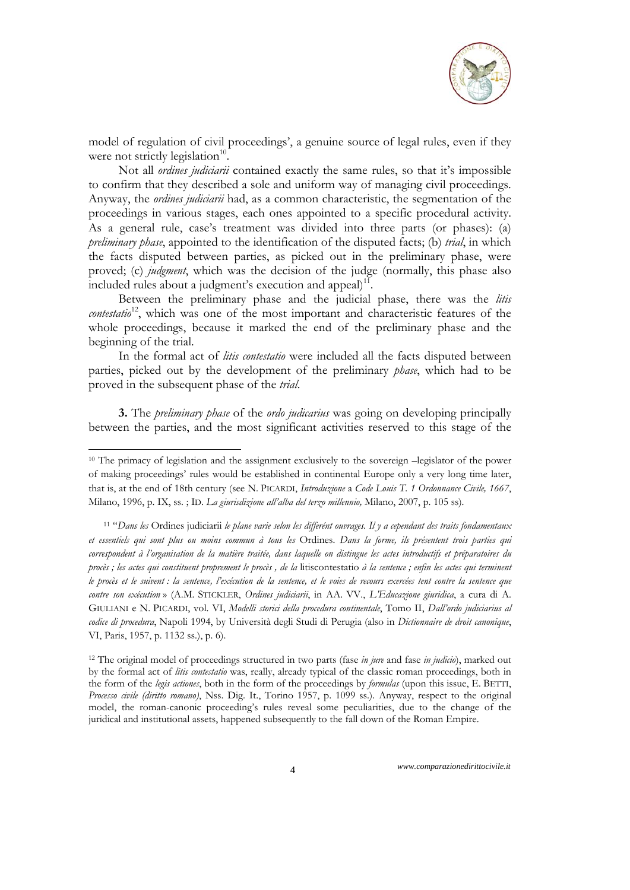model of regulation of civil proceedings', a genuine source of legal rules, even if they were not strictly legislation[10].

Not all *ordines judiciarii* contained exactly the same rules, so that it's impossible to confirm that they described a sole and uniform way of managing civil proceedings. Anyway, the *ordines judiciarii* had, as a common characteristic, the segmentation of the proceedings in various stages, each ones appointed to a specific procedural activity. As a general rule, case's treatment was divided into three parts (or phases): (a) *preliminary phase*, appointed to the identification of the disputed facts; (b) *trial*, in which the facts disputed between parties, as picked out in the preliminary phase, were proved; (c) *judgment*, which was the decision of the judge (normally, this phase also included rules about a judgment's execution and appeal)[11].

Between the preliminary phase and the judicial phase, there was the *litis contestatio*[12], which was one of the most important and characteristic features of the whole proceedings, because it marked the end of the preliminary phase and the beginning of the trial.

In the formal act of *litis contestatio* were included all the facts disputed between parties, picked out by the development of the preliminary *phase*, which had to be proved in the subsequent phase of the *trial*.

**3.** The *preliminary phase* of the *ordo judicarius* was going on developing principally between the parties, and the most significant activities reserved to this stage of the

---

[10] The primacy of legislation and the assignment exclusively to the sovereign –legislator of the power of making proceedings' rules would be established in continental Europe only a very long time later, that is, at the end of 18th century (see N. PICARDI, *Introduzione* a *Code Louis T. 1 Ordonnance Civile, 1667*, Milano, 1996, p. IX, ss. ; ID. *La giurisdizione all'alba del terzo millennio,* Milano, 2007, p. 105 ss).

[11] "*Dans les* Ordines judiciarii *le plane varie selon les differént ouvrages. Il y a cependant des traits fondamentaux et essentiels qui sont plus ou moins commun à tous les* Ordines. *Dans la forme, ils présentent trois parties qui correspondent à l'organisation de la matière traitée, dans laquelle on distingue les actes introductifs et préparatoires du procès ; les actes qui constituent proprement le procès , de la* litiscontestatio *à la sentence ; enfin les actes qui terminent le procès et le suivent : la sentence, l'exécution de la sentence, et le voies de recours exercées tent contre la sentence que contre son exécution* » (A.M. STICKLER, *Ordines judiciarii*, in AA. VV., *L'Educazione giuridica*, a cura di A. GIULIANI e N. PICARDI, vol. VI, *Modelli storici della procedura continentale*, Tomo II, *Dall'ordo judiciarius al codice di procedura*, Napoli 1994, by Università degli Studi di Perugia (also in *Dictionnaire de droit canonique*, VI, Paris, 1957, p. 1132 ss.), p. 6).

[12] The original model of proceedings structured in two parts (fase *in jure* and fase *in judicio*), marked out by the formal act of *litis contestatio* was, really, already typical of the classic roman proceedings, both in the form of the *legis actiones*, both in the form of the proceedings by *formulas* (upon this issue, E. BETTI, *Processo civile (diritto romano)*, Nss. Dig. It., Torino 1957, p. 1099 ss.). Anyway, respect to the original model, the roman-canonic proceeding's rules reveal some peculiarities, due to the change of the juridical and institutional assets, happened subsequently to the fall down of the Roman Empire.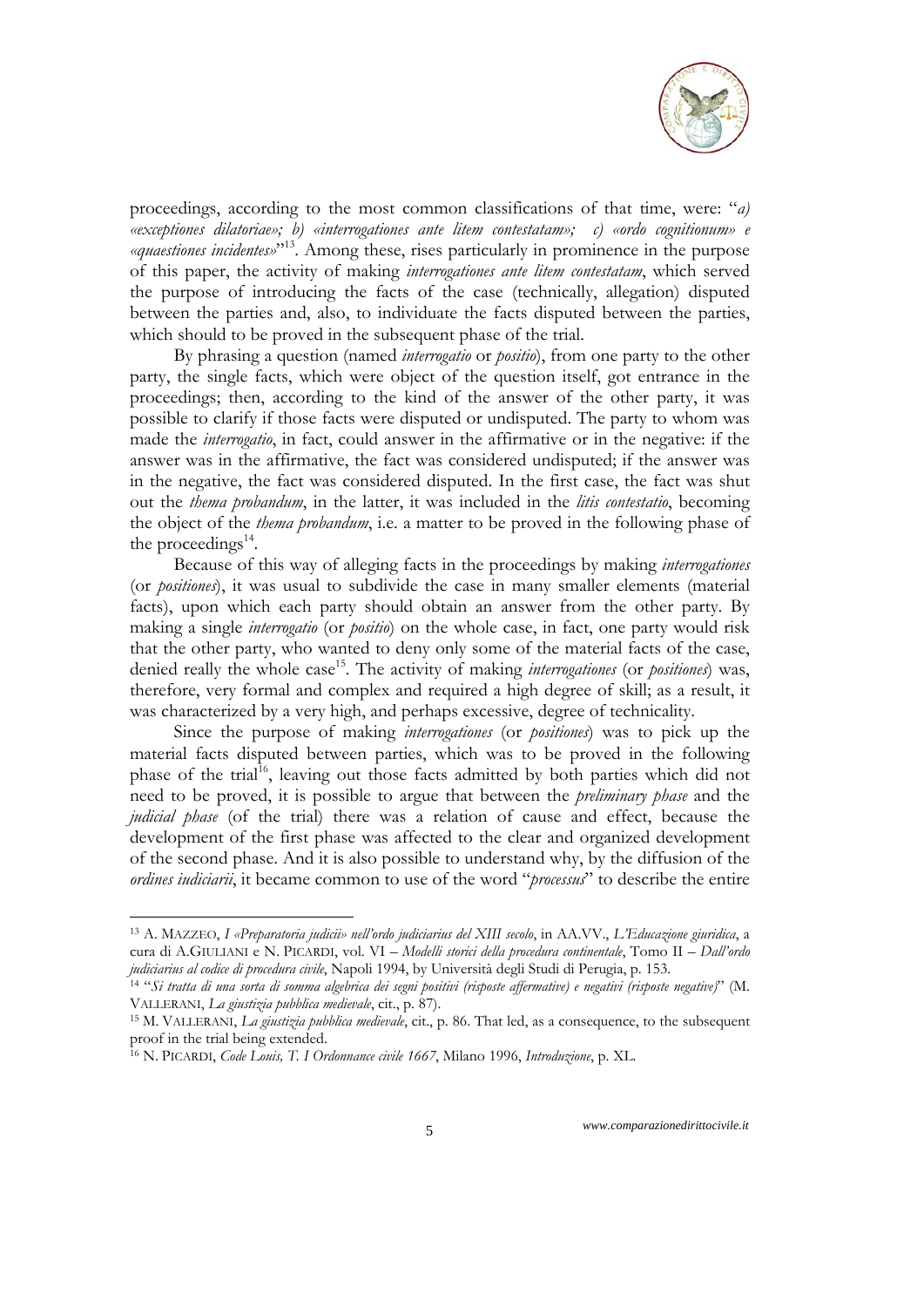proceedings, according to the most common classifications of that time, were: "*a) «exceptiones dilatoriae»; b) «interrogationes ante litem contestatam»; c) «ordo cognitionum» e «quaestiones incidentes»*"[13]. Among these, rises particularly in prominence in the purpose of this paper, the activity of making *interrogationes ante litem contestatam*, which served the purpose of introducing the facts of the case (technically, allegation) disputed between the parties and, also, to individuate the facts disputed between the parties, which should to be proved in the subsequent phase of the trial.

By phrasing a question (named *interrogatio* or *positio*), from one party to the other party, the single facts, which were object of the question itself, got entrance in the proceedings; then, according to the kind of the answer of the other party, it was possible to clarify if those facts were disputed or undisputed. The party to whom was made the *interrogatio*, in fact, could answer in the affirmative or in the negative: if the answer was in the affirmative, the fact was considered undisputed; if the answer was in the negative, the fact was considered disputed. In the first case, the fact was shut out the *thema probandum*, in the latter, it was included in the *litis contestatio*, becoming the object of the *thema probandum*, i.e. a matter to be proved in the following phase of the proceedings[14].

Because of this way of alleging facts in the proceedings by making *interrogationes* (or *positiones*), it was usual to subdivide the case in many smaller elements (material facts), upon which each party should obtain an answer from the other party. By making a single *interrogatio* (or *positio*) on the whole case, in fact, one party would risk that the other party, who wanted to deny only some of the material facts of the case, denied really the whole case[15]. The activity of making *interrogationes* (or *positiones*) was, therefore, very formal and complex and required a high degree of skill; as a result, it was characterized by a very high, and perhaps excessive, degree of technicality.

Since the purpose of making *interrogationes* (or *positiones*) was to pick up the material facts disputed between parties, which was to be proved in the following phase of the trial[16], leaving out those facts admitted by both parties which did not need to be proved, it is possible to argue that between the *preliminary phase* and the *judicial phase* (of the trial) there was a relation of cause and effect, because the development of the first phase was affected to the clear and organized development of the second phase. And it is also possible to understand why, by the diffusion of the *ordines iudiciarii*, it became common to use of the word "*processus*" to describe the entire

---

[13] A. MAZZEO, *I «Preparatoria judicii» nell'ordo judiciarius del XIII secolo*, in AA.VV., *L'Educazione giuridica*, a cura di A.GIULIANI e N. PICARDI, vol. VI – *Modelli storici della procedura continentale*, Tomo II – *Dall'ordo judiciarius al codice di procedura civile*, Napoli 1994, by Università degli Studi di Perugia, p. 153.

[14] "*Si tratta di una sorta di somma algebrica dei segni positivi (risposte affermative) e negativi (risposte negative)*" (M. VALLERANI, *La giustizia pubblica medievale*, cit., p. 87).

[15] M. VALLERANI, *La giustizia pubblica medievale*, cit., p. 86. That led, as a consequence, to the subsequent proof in the trial being extended.

[16] N. PICARDI, *Code Louis, T. I Ordonnance civile 1667*, Milano 1996, *Introduzione*, p. XL.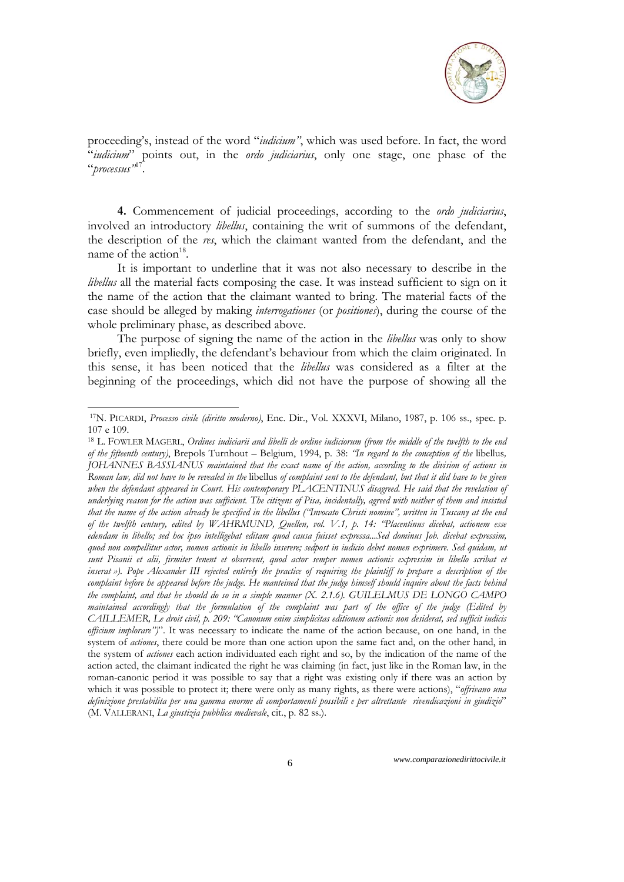proceeding's, instead of the word "*iudicium*", which was used before. In fact, the word "*iudicium*" points out, in the *ordo judiciarius*, only one stage, one phase of the "*processus*"[17].

**4.** Commencement of judicial proceedings, according to the *ordo judiciarius*, involved an introductory *libellus*, containing the writ of summons of the defendant, the description of the *res*, which the claimant wanted from the defendant, and the name of the action[18].

It is important to underline that it was not also necessary to describe in the *libellus* all the material facts composing the case. It was instead sufficient to sign on it the name of the action that the claimant wanted to bring. The material facts of the case should be alleged by making *interrogationes* (or *positiones*), during the course of the whole preliminary phase, as described above.

The purpose of signing the name of the action in the *libellus* was only to show briefly, even impliedly, the defendant's behaviour from which the claim originated. In this sense, it has been noticed that the *libellus* was considered as a filter at the beginning of the proceedings, which did not have the purpose of showing all the

---

[17] N. PICARDI, *Processo civile (diritto moderno)*, Enc. Dir., Vol. XXXVI, Milano, 1987, p. 106 ss., spec. p. 107 e 109.

[18] L. FOWLER MAGERL, *Ordines iudiciarii and libelli de ordine iudiciorum (from the middle of the twelfth to the end of the fifteenth century)*, Brepols Turnhout – Belgium, 1994, p. 38: *"In regard to the conception of the* libellus*, JOHANNES BASSIANUS maintained that the exact name of the action, according to the division of actions in Roman law, did not have to be revealed in the* libellus *of complaint sent to the defendant, but that it did have to be given when the defendant appeared in Court. His contemporary PLACENTINUS disagreed. He said that the revelation of underlying reason for the action was sufficient. The citizens of Pisa, incidentally, agreed with neither of them and insisted that the name of the action already be specified in the libellus ("Invocato Christi nomine", written in Tuscany at the end of the twelfth century, edited by WAHRMUND, Quellen, vol. V.1, p. 14: "Placentinus dicebat, actionem esse edendam in libello; sed hoc ipso intelligebat editam quod causa fuisset expressa...Sed dominus Joh. dicebat expressim, quod non compellitur actor, nomen actionis in libello inserere; sedpost in iudicio debet nomen exprimere. Sed quidam, ut sunt Pisanii et alii, firmiter tenent et observent, quod actor semper nomen actionis expressim in libello scribat et inserat »). Pope Alexander III rejected entirely the practice of requiring the plaintiff to prepare a description of the complaint before he appeared before the judge. He manteined that the judge himself should inquire about the facts behind the complaint, and that he should do so in a simple manner (X. 2.1.6). GUILELMUS DE LONGO CAMPO maintained accordingly that the formulation of the complaint was part of the office of the judge (Edited by CAILLEMER, Le droit civil, p. 209: "Canonum enim simplicitas editionem actionis non desiderat, sed sufficit iudicis officium implorare")*". It was necessary to indicate the name of the action because, on one hand, in the system of *actiones*, there could be more than one action upon the same fact and, on the other hand, in the system of *actiones* each action individuated each right and so, by the indication of the name of the action acted, the claimant indicated the right he was claiming (in fact, just like in the Roman law, in the roman-canonic period it was possible to say that a right was existing only if there was an action by which it was possible to protect it; there were only as many rights, as there were actions), "*offrivano una definizione prestabilita per una gamma enorme di comportamenti possibili e per altrettante rivendicazioni in giudizio*" (M. VALLERANI, *La giustizia pubblica medievale*, cit., p. 82 ss.).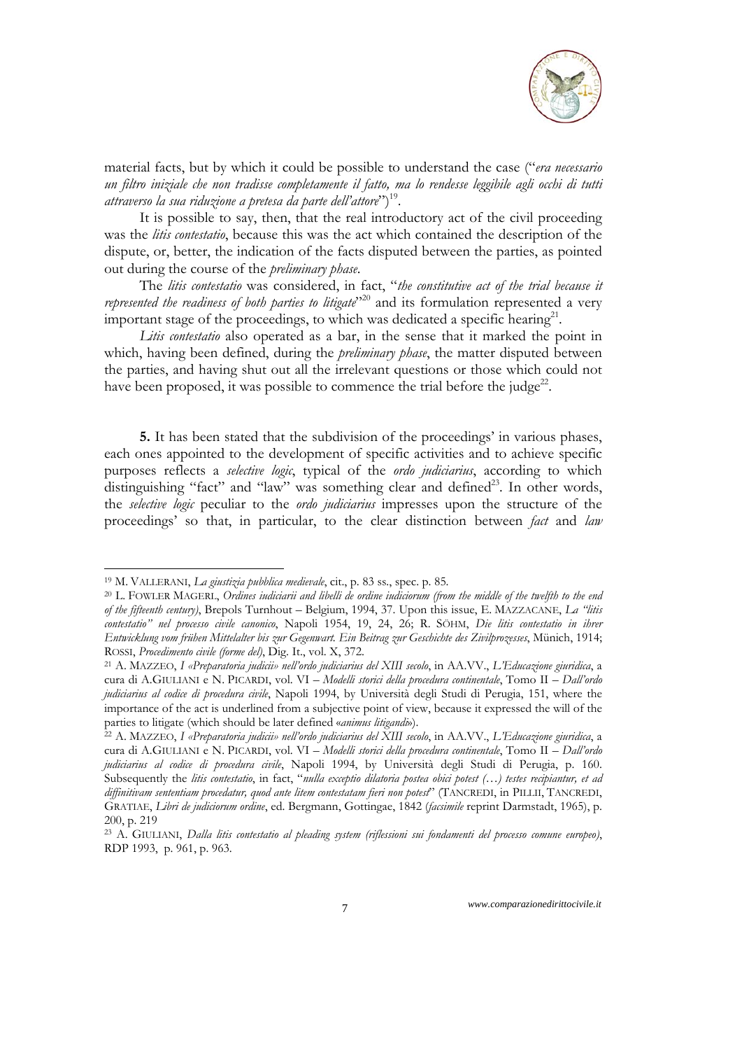material facts, but by which it could be possible to understand the case ("*era necessario un filtro iniziale che non tradisse completamente il fatto, ma lo rendesse leggibile agli occhi di tutti attraverso la sua riduzione a pretesa da parte dell'attore*")[19].

It is possible to say, then, that the real introductory act of the civil proceeding was the *litis contestatio*, because this was the act which contained the description of the dispute, or, better, the indication of the facts disputed between the parties, as pointed out during the course of the *preliminary phase*.

The *litis contestatio* was considered, in fact, "*the constitutive act of the trial because it represented the readiness of both parties to litigate*"[20] and its formulation represented a very important stage of the proceedings, to which was dedicated a specific hearing[21].

*Litis contestatio* also operated as a bar, in the sense that it marked the point in which, having been defined, during the *preliminary phase*, the matter disputed between the parties, and having shut out all the irrelevant questions or those which could not have been proposed, it was possible to commence the trial before the judge[22].

**5.** It has been stated that the subdivision of the proceedings' in various phases, each ones appointed to the development of specific activities and to achieve specific purposes reflects a *selective logic*, typical of the *ordo judiciarius*, according to which distinguishing "fact" and "law" was something clear and defined[23]. In other words, the *selective logic* peculiar to the *ordo judiciarius* impresses upon the structure of the proceedings' so that, in particular, to the clear distinction between *fact* and *law*

---

[19] M. VALLERANI, *La giustizia pubblica medievale*, cit., p. 83 ss., spec. p. 85.

[20] L. FOWLER MAGERL, *Ordines iudiciarii and libelli de ordine iudiciorum (from the middle of the twelfth to the end of the fifteenth century)*, Brepols Turnhout – Belgium, 1994, 37. Upon this issue, E. MAZZACANE, *La "litis contestatio" nel processo civile canonico*, Napoli 1954, 19, 24, 26; R. SÖHM, *Die litis contestatio in ihrer Entwicklung vom frühen Mittelalter bis zur Gegenwart. Ein Beitrag zur Geschichte des Zivilprozesses*, Münich, 1914; ROSSI, *Procedimento civile (forme del)*, Dig. It., vol. X, 372.

[21] A. MAZZEO, *I «Preparatoria judicii» nell'ordo judiciarius del XIII secolo*, in AA.VV., *L'Educazione giuridica*, a cura di A.GIULIANI e N. PICARDI, vol. VI – *Modelli storici della procedura continentale*, Tomo II – *Dall'ordo judiciarius al codice di procedura civile*, Napoli 1994, by Università degli Studi di Perugia, 151, where the importance of the act is underlined from a subjective point of view, because it expressed the will of the parties to litigate (which should be later defined «*animus litigandi*»).

[22] A. MAZZEO, *I «Preparatoria judicii» nell'ordo judiciarius del XIII secolo*, in AA.VV., *L'Educazione giuridica*, a cura di A.GIULIANI e N. PICARDI, vol. VI – *Modelli storici della procedura continentale*, Tomo II – *Dall'ordo judiciarius al codice di procedura civile*, Napoli 1994, by Università degli Studi di Perugia, p. 160. Subsequently the *litis contestatio*, in fact, "*nulla exceptio dilatoria postea obici potest (…) testes recipiantur, et ad diffinitivam sententiam procedatur, quod ante litem contestatam fieri non potest*" (TANCREDI, in PILLII, TANCREDI, GRATIAE, *Libri de judiciorum ordine*, ed. Bergmann, Gottingae, 1842 (*facsimile* reprint Darmstadt, 1965), p. 200, p. 219

[23] A. GIULIANI, *Dalla litis contestatio al pleading system (riflessioni sui fondamenti del processo comune europeo)*, RDP 1993, p. 961, p. 963.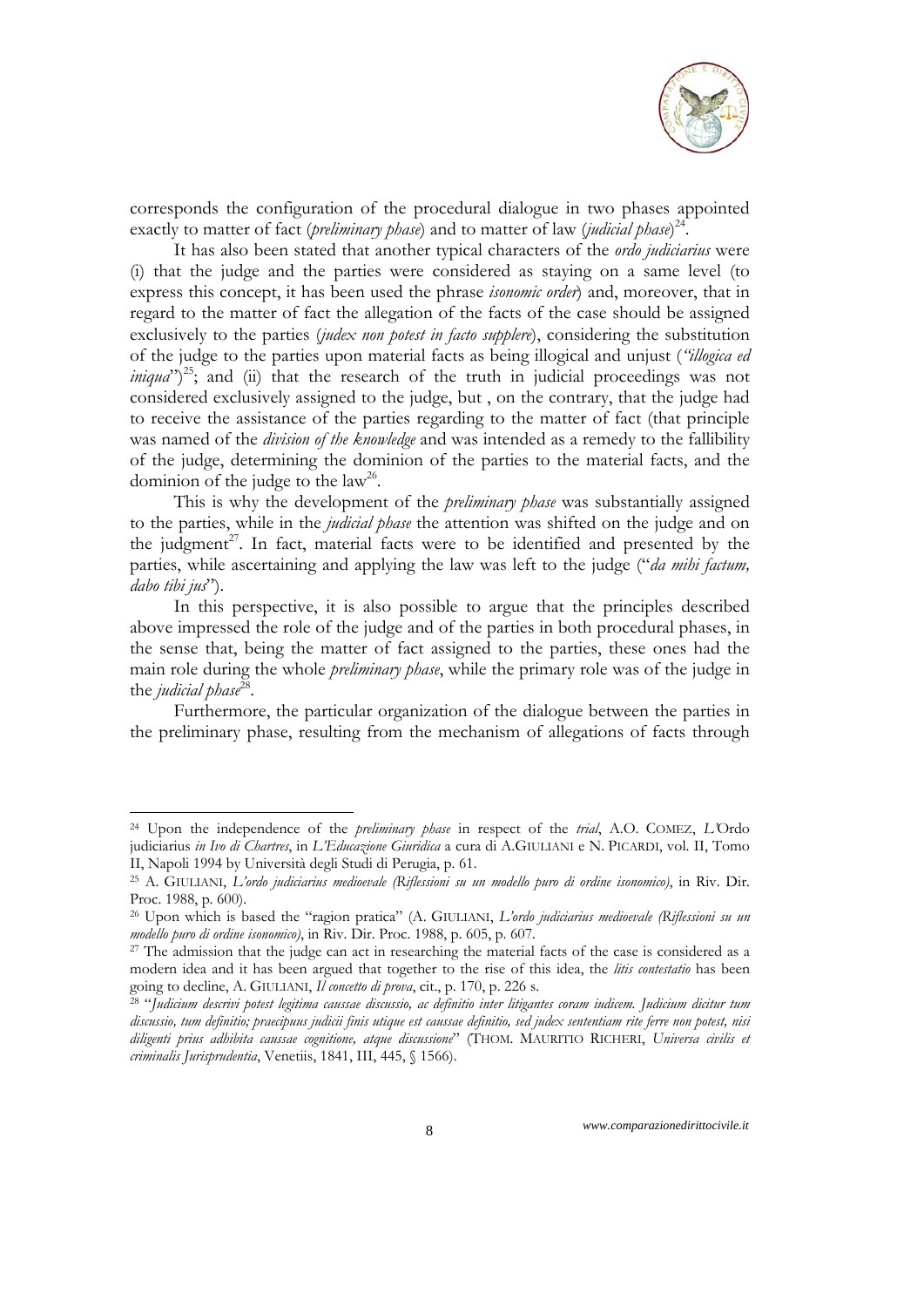corresponds the configuration of the procedural dialogue in two phases appointed exactly to matter of fact (*preliminary phase*) and to matter of law (*judicial phase*)[24].

It has also been stated that another typical characters of the *ordo judiciarius* were (i) that the judge and the parties were considered as staying on a same level (to express this concept, it has been used the phrase *isonomic order*) and, moreover, that in regard to the matter of fact the allegation of the facts of the case should be assigned exclusively to the parties (*judex non potest in facto supplere*), considering the substitution of the judge to the parties upon material facts as being illogical and unjust (*"illogica ed iniqua"*)[25]; and (ii) that the research of the truth in judicial proceedings was not considered exclusively assigned to the judge, but , on the contrary, that the judge had to receive the assistance of the parties regarding to the matter of fact (that principle was named of the *division of the knowledge* and was intended as a remedy to the fallibility of the judge, determining the dominion of the parties to the material facts, and the dominion of the judge to the law[26].

This is why the development of the *preliminary phase* was substantially assigned to the parties, while in the *judicial phase* the attention was shifted on the judge and on the judgment[27]. In fact, material facts were to be identified and presented by the parties, while ascertaining and applying the law was left to the judge ("*da mihi factum, dabo tibi jus*").

In this perspective, it is also possible to argue that the principles described above impressed the role of the judge and of the parties in both procedural phases, in the sense that, being the matter of fact assigned to the parties, these ones had the main role during the whole *preliminary phase*, while the primary role was of the judge in the *judicial phase*[28].

Furthermore, the particular organization of the dialogue between the parties in the preliminary phase, resulting from the mechanism of allegations of facts through

---

[24] Upon the independence of the *preliminary phase* in respect of the *trial*, A.O. COMEZ, *L'*Ordo judiciarius *in Ivo di Chartres*, in *L'Educazione Giuridica* a cura di A.GIULIANI e N. PICARDI, vol. II, Tomo II, Napoli 1994 by Università degli Studi di Perugia, p. 61.

[25] A. GIULIANI, *L'ordo judiciarius medioevale (Riflessioni su un modello puro di ordine isonomico)*, in Riv. Dir. Proc. 1988, p. 600).

[26] Upon which is based the "ragion pratica" (A. GIULIANI, *L'ordo judiciarius medioevale (Riflessioni su un modello puro di ordine isonomico)*, in Riv. Dir. Proc. 1988, p. 605, p. 607.

[27] The admission that the judge can act in researching the material facts of the case is considered as a modern idea and it has been argued that together to the rise of this idea, the *litis contestatio* has been going to decline, A. GIULIANI, *Il concetto di prova*, cit., p. 170, p. 226 s.

[28] "*Judicium descrivi potest legitima caussae discussio, ac definitio inter litigantes coram iudicem. Judicium dicitur tum discussio, tum definitio; praecipuus judicii finis utique est caussae definitio, sed judex sententiam rite ferre non potest, nisi diligenti prius adhibita caussae cognitione, atque discussione*" (THOM. MAURITIO RICHERI, *Universa civilis et criminalis Jurisprudentia*, Venetiis, 1841, III, 445, § 1566).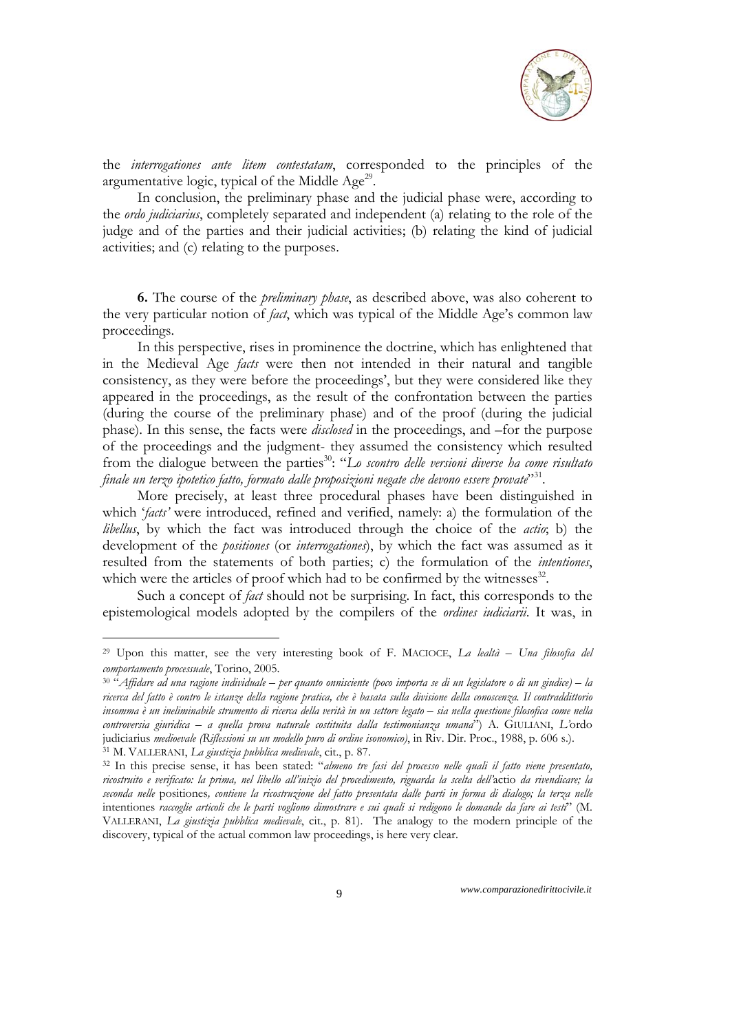the *interrogationes ante litem contestatam*, corresponded to the principles of the argumentative logic, typical of the Middle Age[29].

In conclusion, the preliminary phase and the judicial phase were, according to the *ordo judiciarius*, completely separated and independent (a) relating to the role of the judge and of the parties and their judicial activities; (b) relating the kind of judicial activities; and (c) relating to the purposes.

**6.** The course of the *preliminary phase*, as described above, was also coherent to the very particular notion of *fact*, which was typical of the Middle Age's common law proceedings.

In this perspective, rises in prominence the doctrine, which has enlightened that in the Medieval Age *facts* were then not intended in their natural and tangible consistency, as they were before the proceedings', but they were considered like they appeared in the proceedings, as the result of the confrontation between the parties (during the course of the preliminary phase) and of the proof (during the judicial phase). In this sense, the facts were *disclosed* in the proceedings, and –for the purpose of the proceedings and the judgment- they assumed the consistency which resulted from the dialogue between the parties[30]: "*Lo scontro delle versioni diverse ha come risultato finale un terzo ipotetico fatto, formato dalle proposizioni negate che devono essere provate*"[31].

More precisely, at least three procedural phases have been distinguished in which '*facts'* were introduced, refined and verified, namely: a) the formulation of the *libellus*, by which the fact was introduced through the choice of the *actio*; b) the development of the *positiones* (or *interrogationes*), by which the fact was assumed as it resulted from the statements of both parties; c) the formulation of the *intentiones*, which were the articles of proof which had to be confirmed by the witnesses[32].

Such a concept of *fact* should not be surprising. In fact, this corresponds to the epistemological models adopted by the compilers of the *ordines iudiciarii*. It was, in

---

[29] Upon this matter, see the very interesting book of F. MACIOCE, *La lealtà – Una filosofia del comportamento processuale*, Torino, 2005.

[30] "*Affidare ad una ragione individuale – per quanto onnisciente (poco importa se di un legislatore o di un giudice) – la ricerca del fatto è contro le istanze della ragione pratica, che è basata sulla divisione della conoscenza. Il contraddittorio insomma è un ineliminabile strumento di ricerca della verità in un settore legato – sia nella questione filosofica come nella controversia giuridica – a quella prova naturale costituita dalla testimonianza umana*") A. GIULIANI, *L'*ordo judiciarius *medioevale (Riflessioni su un modello puro di ordine isonomico)*, in Riv. Dir. Proc., 1988, p. 606 s.).

[31] M. VALLERANI, *La giustizia pubblica medievale*, cit., p. 87.

[32] In this precise sense, it has been stated: "*almeno tre fasi del processo nelle quali il fatto viene presentato, ricostruito e verificato: la prima, nel libello all'inizio del procedimento, riguarda la scelta dell'*actio *da rivendicare; la seconda nelle* positiones*, contiene la ricostruzione del fatto presentata dalle parti in forma di dialogo; la terza nelle* intentiones *raccoglie articoli che le parti vogliono dimostrare e sui quali si redigono le domande da fare ai testi*" (M. VALLERANI, *La giustizia pubblica medievale*, cit., p. 81). The analogy to the modern principle of the discovery, typical of the actual common law proceedings, is here very clear.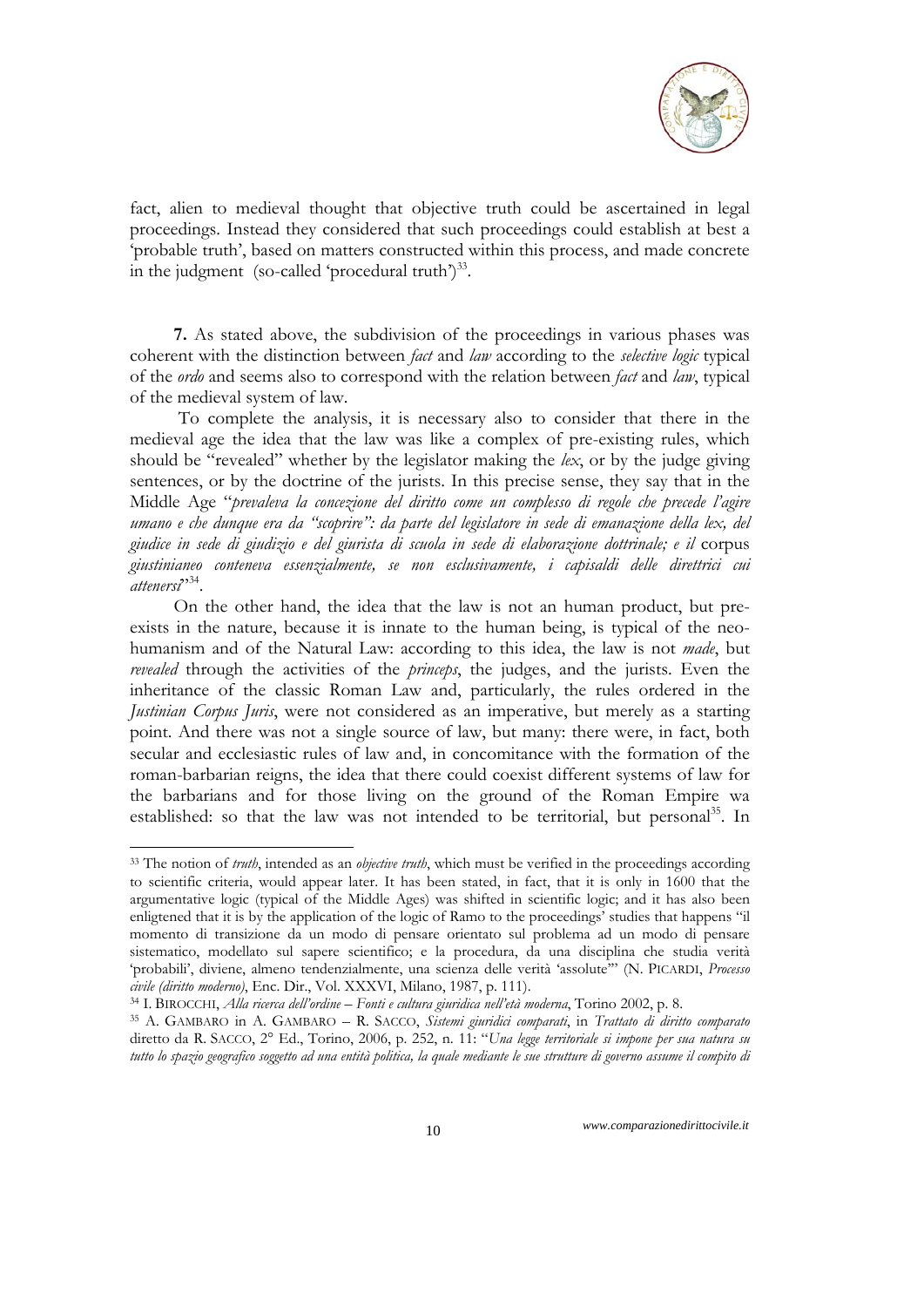fact, alien to medieval thought that objective truth could be ascertained in legal proceedings. Instead they considered that such proceedings could establish at best a 'probable truth', based on matters constructed within this process, and made concrete in the judgment (so-called 'procedural truth')[33].

**7.** As stated above, the subdivision of the proceedings in various phases was coherent with the distinction between *fact* and *law* according to the *selective logic* typical of the *ordo* and seems also to correspond with the relation between *fact* and *law*, typical of the medieval system of law.

To complete the analysis, it is necessary also to consider that there in the medieval age the idea that the law was like a complex of pre-existing rules, which should be "revealed" whether by the legislator making the *lex*, or by the judge giving sentences, or by the doctrine of the jurists. In this precise sense, they say that in the Middle Age "*prevaleva la concezione del diritto come un complesso di regole che precede l'agire umano e che dunque era da "scoprire": da parte del legislatore in sede di emanazione della lex, del giudice in sede di giudizio e del giurista di scuola in sede di elaborazione dottrinale; e il* corpus *giustinianeo conteneva essenzialmente, se non esclusivamente, i capisaldi delle direttrici cui attenersi*"[34].

On the other hand, the idea that the law is not an human product, but pre-exists in the nature, because it is innate to the human being, is typical of the neo-humanism and of the Natural Law: according to this idea, the law is not *made*, but *revealed* through the activities of the *princeps*, the judges, and the jurists. Even the inheritance of the classic Roman Law and, particularly, the rules ordered in the *Justinian Corpus Juris*, were not considered as an imperative, but merely as a starting point. And there was not a single source of law, but many: there were, in fact, both secular and ecclesiastic rules of law and, in concomitance with the formation of the roman-barbarian reigns, the idea that there could coexist different systems of law for the barbarians and for those living on the ground of the Roman Empire wa established: so that the law was not intended to be territorial, but personal[35]. In

---

[33] The notion of *truth*, intended as an *objective truth*, which must be verified in the proceedings according to scientific criteria, would appear later. It has been stated, in fact, that it is only in 1600 that the argumentative logic (typical of the Middle Ages) was shifted in scientific logic; and it has also been enligtened that it is by the application of the logic of Ramo to the proceedings' studies that happens "il momento di transizione da un modo di pensare orientato sul problema ad un modo di pensare sistematico, modellato sul sapere scientifico; e la procedura, da una disciplina che studia verità 'probabili', diviene, almeno tendenzialmente, una scienza delle verità 'assolute'" (N. PICARDI, *Processo civile (diritto moderno)*, Enc. Dir., Vol. XXXVI, Milano, 1987, p. 111).

[34] I. BIROCCHI, *Alla ricerca dell'ordine – Fonti e cultura giuridica nell'età moderna*, Torino 2002, p. 8.

[35] A. GAMBARO in A. GAMBARO – R. SACCO, *Sistemi giuridici comparati*, in *Trattato di diritto comparato* diretto da R. SACCO, 2° Ed., Torino, 2006, p. 252, n. 11: "*Una legge territoriale si impone per sua natura su tutto lo spazio geografico soggetto ad una entità politica, la quale mediante le sue strutture di governo assume il compito di*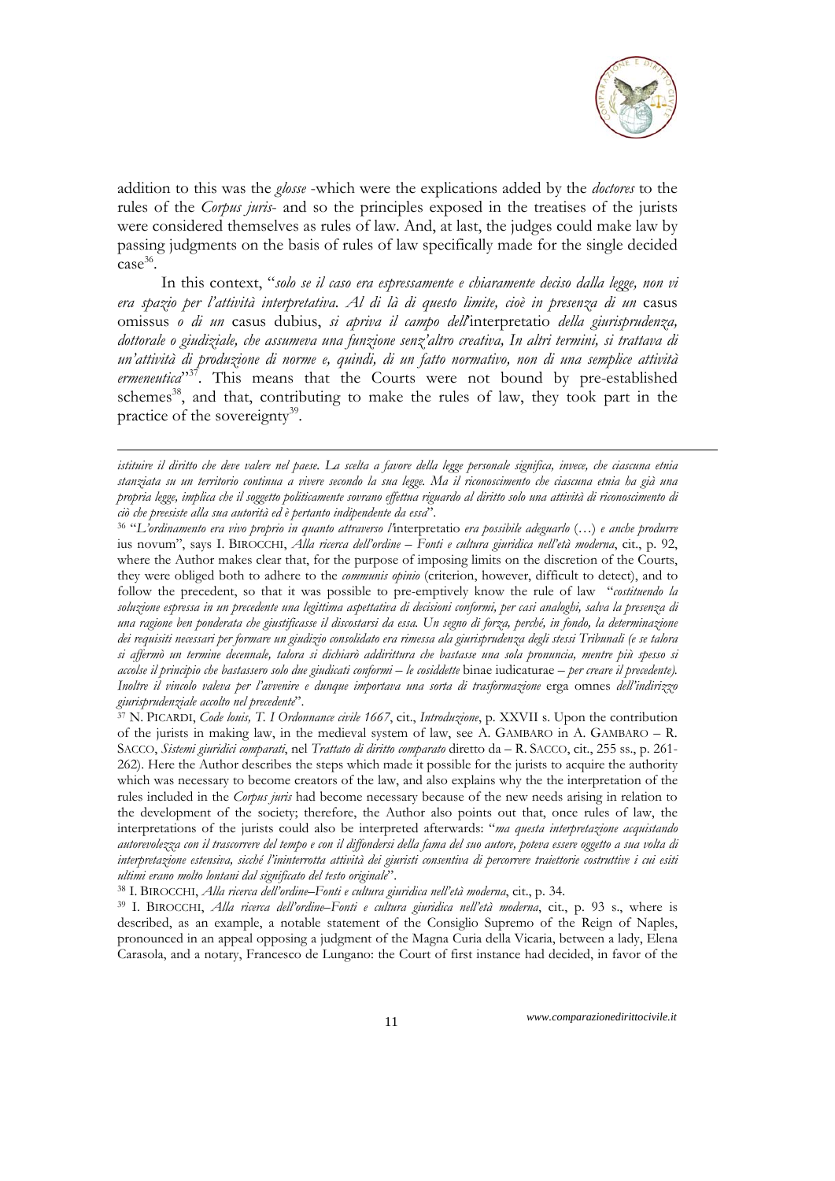addition to this was the *glosse* -which were the explications added by the *doctores* to the rules of the *Corpus juris*- and so the principles exposed in the treatises of the jurists were considered themselves as rules of law. And, at last, the judges could make law by passing judgments on the basis of rules of law specifically made for the single decided case[36].

In this context, "*solo se il caso era espressamente e chiaramente deciso dalla legge, non vi era spazio per l'attività interpretativa. Al di là di questo limite, cioè in presenza di un* casus omissus *o di un* casus dubius, *si apriva il campo dell'*interpretatio *della giurisprudenza, dottorale o giudiziale, che assumeva una funzione senz'altro creativa, In altri termini, si trattava di un'attività di produzione di norme e, quindi, di un fatto normativo, non di una semplice attività ermeneutica*"[37]. This means that the Courts were not bound by pre-established schemes[38], and that, contributing to make the rules of law, they took part in the practice of the sovereignty[39].

---

*istituire il diritto che deve valere nel paese. La scelta a favore della legge personale significa, invece, che ciascuna etnia stanziata su un territorio continua a vivere secondo la sua legge. Ma il riconoscimento che ciascuna etnia ha già una propria legge, implica che il soggetto politicamente sovrano effettua riguardo al diritto solo una attività di riconoscimento di ciò che preesiste alla sua autorità ed è pertanto indipendente da essa*".

[36] "*L'ordinamento era vivo proprio in quanto attraverso l'*interpretatio *era possibile adeguarlo* (…) *e anche produrre* ius novum", says I. BIROCCHI, *Alla ricerca dell'ordine – Fonti e cultura giuridica nell'età moderna*, cit., p. 92, where the Author makes clear that, for the purpose of imposing limits on the discretion of the Courts, they were obliged both to adhere to the *communis opinio* (criterion, however, difficult to detect), and to follow the precedent, so that it was possible to pre-emptively know the rule of law "*costituendo la soluzione espressa in un precedente una legittima aspettativa di decisioni conformi, per casi analoghi, salva la presenza di una ragione ben ponderata che giustificasse il discostarsi da essa. Un segno di forza, perché, in fondo, la determinazione dei requisiti necessari per formare un giudizio consolidato era rimessa ala giurisprudenza degli stessi Tribunali (e se talora si affermò un termine decennale, talora si dichiarò addirittura che bastasse una sola pronuncia, mentre più spesso si accolse il principio che bastassero solo due giudicati conformi – le cosiddette* binae iudicaturae *– per creare il precedente). Inoltre il vincolo valeva per l'avvenire e dunque importava una sorta di trasformazione* erga omnes *dell'indirizzo giurisprudenziale accolto nel precedente*".

[37] N. PICARDI, *Code louis, T. I Ordonnance civile 1667*, cit., *Introduzione*, p. XXVII s. Upon the contribution of the jurists in making law, in the medieval system of law, see A. GAMBARO in A. GAMBARO – R. SACCO, *Sistemi giuridici comparati*, nel *Trattato di diritto comparato* diretto da – R. SACCO, cit., 255 ss., p. 261-262). Here the Author describes the steps which made it possible for the jurists to acquire the authority which was necessary to become creators of the law, and also explains why the the interpretation of the rules included in the *Corpus juris* had become necessary because of the new needs arising in relation to the development of the society; therefore, the Author also points out that, once rules of law, the interpretations of the jurists could also be interpreted afterwards: "*ma questa interpretazione acquistando autorevolezza con il trascorrere del tempo e con il diffondersi della fama del suo autore, poteva essere oggetto a sua volta di interpretazione estensiva, sicché l'ininterrotta attività dei giuristi consentiva di percorrere traiettorie costruttive i cui esiti ultimi erano molto lontani dal significato del testo originale*".

[38] I. BIROCCHI, *Alla ricerca dell'ordine–Fonti e cultura giuridica nell'età moderna*, cit., p. 34.

[39] I. BIROCCHI, *Alla ricerca dell'ordine–Fonti e cultura giuridica nell'età moderna*, cit., p. 93 s., where is described, as an example, a notable statement of the Consiglio Supremo of the Reign of Naples, pronounced in an appeal opposing a judgment of the Magna Curia della Vicaria, between a lady, Elena Carasola, and a notary, Francesco de Lungano: the Court of first instance had decided, in favor of the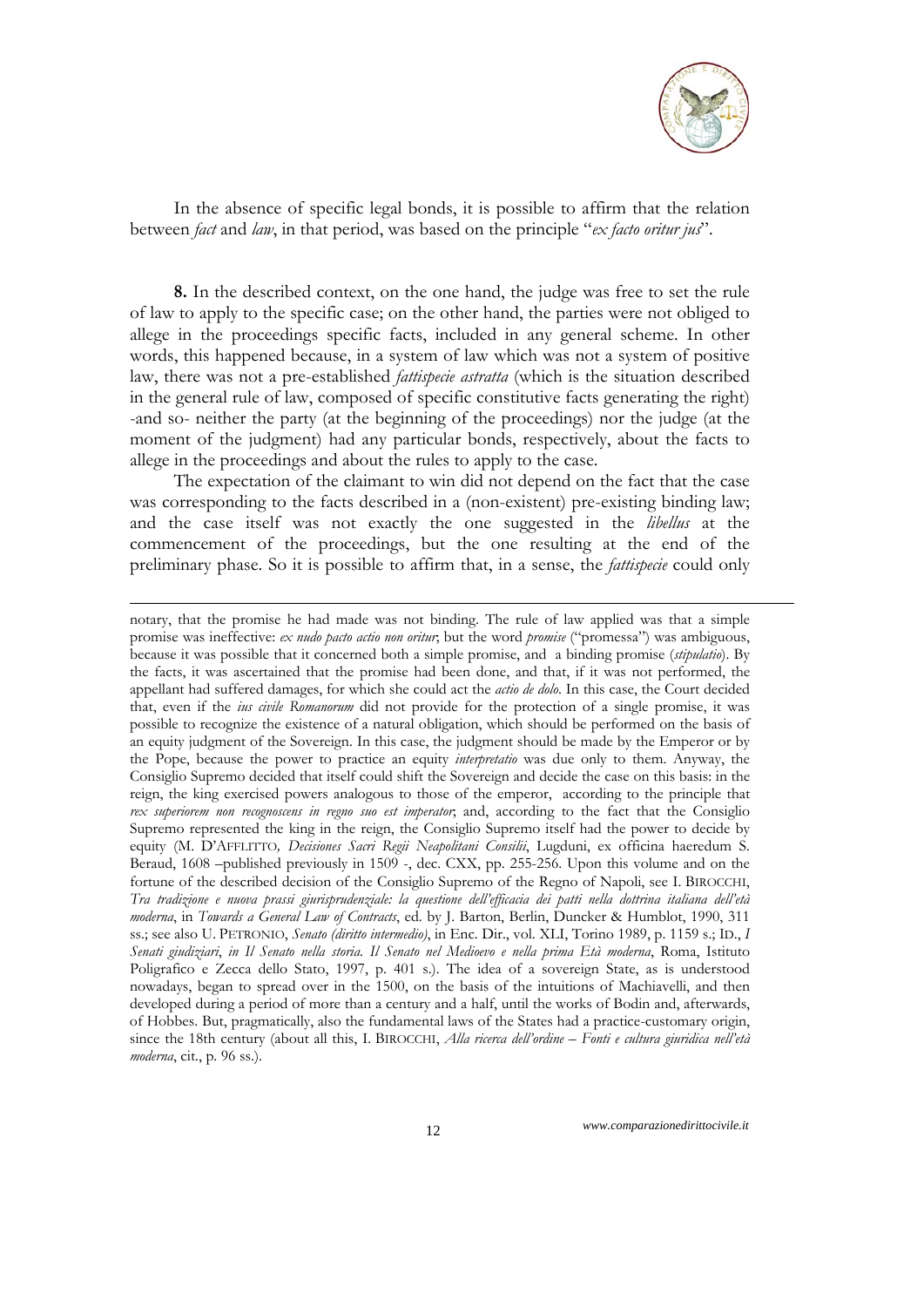In the absence of specific legal bonds, it is possible to affirm that the relation between *fact* and *law*, in that period, was based on the principle "*ex facto oritur jus*".

**8.** In the described context, on the one hand, the judge was free to set the rule of law to apply to the specific case; on the other hand, the parties were not obliged to allege in the proceedings specific facts, included in any general scheme. In other words, this happened because, in a system of law which was not a system of positive law, there was not a pre-established *fattispecie astratta* (which is the situation described in the general rule of law, composed of specific constitutive facts generating the right) -and so- neither the party (at the beginning of the proceedings) nor the judge (at the moment of the judgment) had any particular bonds, respectively, about the facts to allege in the proceedings and about the rules to apply to the case.

The expectation of the claimant to win did not depend on the fact that the case was corresponding to the facts described in a (non-existent) pre-existing binding law; and the case itself was not exactly the one suggested in the *libellus* at the commencement of the proceedings, but the one resulting at the end of the preliminary phase. So it is possible to affirm that, in a sense, the *fattispecie* could only

---

notary, that the promise he had made was not binding. The rule of law applied was that a simple promise was ineffective: *ex nudo pacto actio non oritur*; but the word *promise* ("promessa") was ambiguous, because it was possible that it concerned both a simple promise, and a binding promise (*stipulatio*). By the facts, it was ascertained that the promise had been done, and that, if it was not performed, the appellant had suffered damages, for which she could act the *actio de dolo*. In this case, the Court decided that, even if the *ius civile Romanorum* did not provide for the protection of a single promise, it was possible to recognize the existence of a natural obligation, which should be performed on the basis of an equity judgment of the Sovereign. In this case, the judgment should be made by the Emperor or by the Pope, because the power to practice an equity *interpretatio* was due only to them. Anyway, the Consiglio Supremo decided that itself could shift the Sovereign and decide the case on this basis: in the reign, the king exercised powers analogous to those of the emperor, according to the principle that *rex superiorem non recognoscens in regno suo est imperator*; and, according to the fact that the Consiglio Supremo represented the king in the reign, the Consiglio Supremo itself had the power to decide by equity (M. D'AFFLITTO, *Decisiones Sacri Regii Neapolitani Consilii*, Lugduni, ex officina haeredum S. Beraud, 1608 –published previously in 1509 -, dec. CXX, pp. 255-256. Upon this volume and on the fortune of the described decision of the Consiglio Supremo of the Regno of Napoli, see I. BIROCCHI, *Tra tradizione e nuova prassi giurisprudenziale: la questione dell'efficacia dei patti nella dottrina italiana dell'età moderna*, in *Towards a General Law of Contracts*, ed. by J. Barton, Berlin, Duncker & Humblot, 1990, 311 ss.; see also U. PETRONIO, *Senato (diritto intermedio)*, in Enc. Dir., vol. XLI, Torino 1989, p. 1159 s.; ID., *I Senati giudiziari*, *in Il Senato nella storia. Il Senato nel Medioevo e nella prima Età moderna*, Roma, Istituto Poligrafico e Zecca dello Stato, 1997, p. 401 s.). The idea of a sovereign State, as is understood nowadays, began to spread over in the 1500, on the basis of the intuitions of Machiavelli, and then developed during a period of more than a century and a half, until the works of Bodin and, afterwards, of Hobbes. But, pragmatically, also the fundamental laws of the States had a practice-customary origin, since the 18th century (about all this, I. BIROCCHI, *Alla ricerca dell'ordine – Fonti e cultura giuridica nell'età moderna*, cit., p. 96 ss.).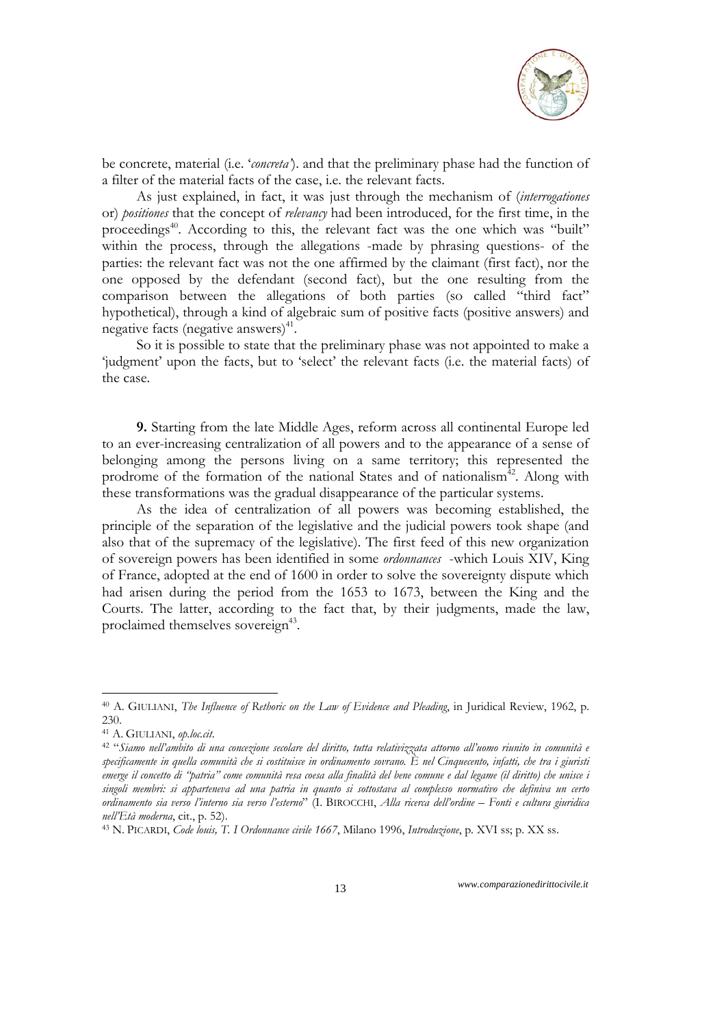be concrete, material (i.e. '*concreta*'). and that the preliminary phase had the function of a filter of the material facts of the case, i.e. the relevant facts.

As just explained, in fact, it was just through the mechanism of (*interrogationes* or) *positiones* that the concept of *relevancy* had been introduced, for the first time, in the proceedings[40]. According to this, the relevant fact was the one which was "built" within the process, through the allegations -made by phrasing questions- of the parties: the relevant fact was not the one affirmed by the claimant (first fact), nor the one opposed by the defendant (second fact), but the one resulting from the comparison between the allegations of both parties (so called "third fact" hypothetical), through a kind of algebraic sum of positive facts (positive answers) and negative facts (negative answers)[41].

So it is possible to state that the preliminary phase was not appointed to make a 'judgment' upon the facts, but to 'select' the relevant facts (i.e. the material facts) of the case.

**9.** Starting from the late Middle Ages, reform across all continental Europe led to an ever-increasing centralization of all powers and to the appearance of a sense of belonging among the persons living on a same territory; this represented the prodrome of the formation of the national States and of nationalism[42]. Along with these transformations was the gradual disappearance of the particular systems.

As the idea of centralization of all powers was becoming established, the principle of the separation of the legislative and the judicial powers took shape (and also that of the supremacy of the legislative). The first feed of this new organization of sovereign powers has been identified in some *ordonnances* -which Louis XIV, King of France, adopted at the end of 1600 in order to solve the sovereignty dispute which had arisen during the period from the 1653 to 1673, between the King and the Courts. The latter, according to the fact that, by their judgments, made the law, proclaimed themselves sovereign[43].

---

[40] A. GIULIANI, *The Influence of Rethoric on the Law of Evidence and Pleading*, in Juridical Review, 1962, p. 230.

[41] A. GIULIANI, *op.loc.cit*.

[42] "*Siamo nell'ambito di una concezione secolare del diritto, tutta relativizzata attorno all'uomo riunito in comunità e specificamente in quella comunità che si costituisce in ordinamento sovrano. È nel Cinquecento, infatti, che tra i giuristi emerge il concetto di "patria" come comunità resa coesa alla finalità del bene comune e dal legame (il diritto) che unisce i singoli membri: si apparteneva ad una patria in quanto si sottostava al complesso normativo che definiva un certo ordinamento sia verso l'interno sia verso l'esterno*" (I. BIROCCHI, *Alla ricerca dell'ordine – Fonti e cultura giuridica nell'Età moderna*, cit., p. 52).

[43] N. PICARDI, *Code louis, T. I Ordonnance civile 1667*, Milano 1996, *Introduzione*, p. XVI ss; p. XX ss.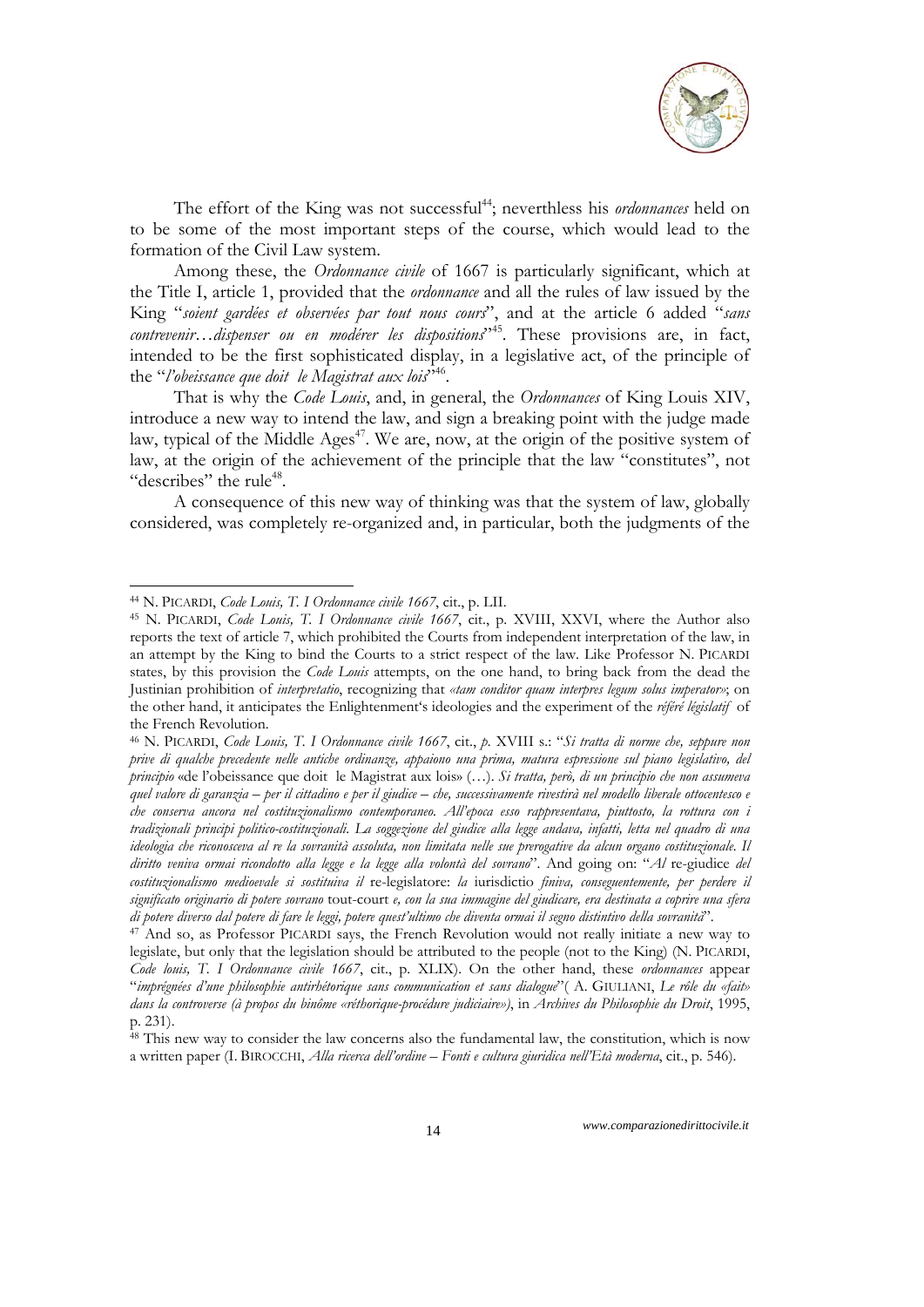The effort of the King was not successful[44]; neverthless his *ordonnances* held on to be some of the most important steps of the course, which would lead to the formation of the Civil Law system.

Among these, the *Ordonnance civile* of 1667 is particularly significant, which at the Title I, article 1, provided that the *ordonnance* and all the rules of law issued by the King "*soient gardées et observées par tout nous cours*", and at the article 6 added "*sans contrevenir…dispenser ou en modérer les dispositions*"[45]. These provisions are, in fact, intended to be the first sophisticated display, in a legislative act, of the principle of the "*l'obeissance que doit le Magistrat aux lois*"[46].

That is why the *Code Louis*, and, in general, the *Ordonnances* of King Louis XIV, introduce a new way to intend the law, and sign a breaking point with the judge made law, typical of the Middle Ages[47]. We are, now, at the origin of the positive system of law, at the origin of the achievement of the principle that the law "constitutes", not "describes" the rule[48].

A consequence of this new way of thinking was that the system of law, globally considered, was completely re-organized and, in particular, both the judgments of the

---

[44] N. PICARDI, *Code Louis, T. I Ordonnance civile 1667*, cit., p. LII.

[45] N. PICARDI, *Code Louis, T. I Ordonnance civile 1667*, cit., p. XVIII, XXVI, where the Author also reports the text of article 7, which prohibited the Courts from independent interpretation of the law, in an attempt by the King to bind the Courts to a strict respect of the law. Like Professor N. PICARDI states, by this provision the *Code Louis* attempts, on the one hand, to bring back from the dead the Justinian prohibition of *interpretatio*, recognizing that *«tam conditor quam interpres legum solus imperator»*; on the other hand, it anticipates the Enlightenment's ideologies and the experiment of the *référé législatif* of the French Revolution.

[46] N. PICARDI, *Code Louis, T. I Ordonnance civile 1667*, cit., *p.* XVIII s.: "*Si tratta di norme che, seppure non prive di qualche precedente nelle antiche ordinanze, appaiono una prima, matura espressione sul piano legislativo, del principio* «de l'obeissance que doit le Magistrat aux lois» (…). *Si tratta, però, di un principio che non assumeva quel valore di garanzia – per il cittadino e per il giudice – che, successivamente rivestirà nel modello liberale ottocentesco e che conserva ancora nel costituzionalismo contemporaneo. All'epoca esso rappresentava, piuttosto, la rottura con i tradizionali principi politico-costituzionali. La soggezione del giudice alla legge andava, infatti, letta nel quadro di una ideologia che riconosceva al re la sovranità assoluta, non limitata nelle sue prerogative da alcun organo costituzionale. Il diritto veniva ormai ricondotto alla legge e la legge alla volontà del sovrano*". And going on: "*Al* re-giudice *del costituzionalismo medioevale si sostituiva il* re-legislatore: *la* iurisdictio *finiva, conseguentemente, per perdere il significato originario di potere sovrano* tout-court *e, con la sua immagine del giudicare, era destinata a coprire una sfera di potere diverso dal potere di fare le leggi, potere quest'ultimo che diventa ormai il segno distintivo della sovranità*".

[47] And so, as Professor PICARDI says, the French Revolution would not really initiate a new way to legislate, but only that the legislation should be attributed to the people (not to the King) (N. PICARDI, *Code louis, T. I Ordonnance civile 1667*, cit., p. XLIX). On the other hand, these *ordonnances* appear "*imprégnées d'une philosophie antirhétorique sans communication et sans dialogue*"( A. GIULIANI, *Le rôle du «fait» dans la controverse (à propos du binôme «réthorique-procédure judiciaire»)*, in *Archives du Philosophie du Droit*, 1995, p. 231).

[48] This new way to consider the law concerns also the fundamental law, the constitution, which is now a written paper (I. BIROCCHI, *Alla ricerca dell'ordine – Fonti e cultura giuridica nell'Età moderna*, cit., p. 546).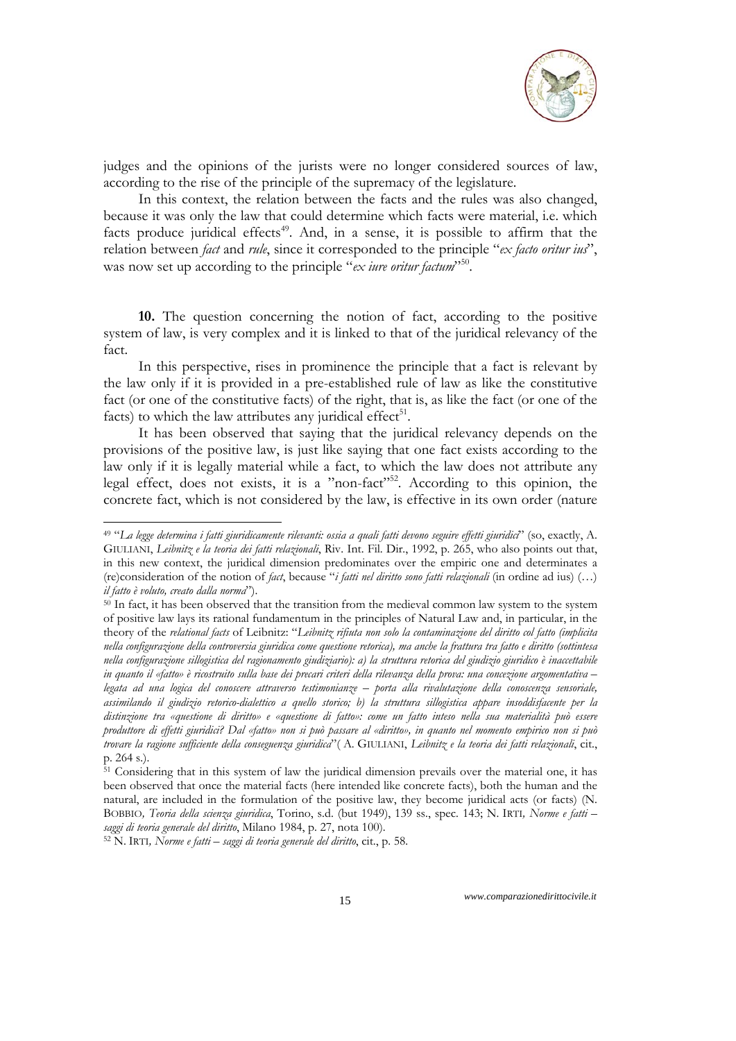judges and the opinions of the jurists were no longer considered sources of law, according to the rise of the principle of the supremacy of the legislature.

In this context, the relation between the facts and the rules was also changed, because it was only the law that could determine which facts were material, i.e. which facts produce juridical effects[49]. And, in a sense, it is possible to affirm that the relation between *fact* and *rule*, since it corresponded to the principle "*ex facto oritur ius*", was now set up according to the principle "*ex iure oritur factum*"[50].

**10.** The question concerning the notion of fact, according to the positive system of law, is very complex and it is linked to that of the juridical relevancy of the fact.

In this perspective, rises in prominence the principle that a fact is relevant by the law only if it is provided in a pre-established rule of law as like the constitutive fact (or one of the constitutive facts) of the right, that is, as like the fact (or one of the facts) to which the law attributes any juridical effect[51].

It has been observed that saying that the juridical relevancy depends on the provisions of the positive law, is just like saying that one fact exists according to the law only if it is legally material while a fact, to which the law does not attribute any legal effect, does not exists, it is a "non-fact"[52]. According to this opinion, the concrete fact, which is not considered by the law, is effective in its own order (nature

---

[49] "*La legge determina i fatti giuridicamente rilevanti: ossia a quali fatti devono seguire effetti giuridici*" (so, exactly, A. GIULIANI, *Leibnitz e la teoria dei fatti relazionali*, Riv. Int. Fil. Dir., 1992, p. 265, who also points out that, in this new context, the juridical dimension predominates over the empiric one and determinates a (re)consideration of the notion of *fact*, because "*i fatti nel diritto sono fatti relazionali* (in ordine ad ius) (…) *il fatto è voluto, creato dalla norma*").

[50] In fact, it has been observed that the transition from the medieval common law system to the system of positive law lays its rational fundamentum in the principles of Natural Law and, in particular, in the theory of the *relational facts* of Leibnitz: "*Leibnitz rifiuta non solo la contaminazione del diritto col fatto (implicita nella configurazione della controversia giuridica come questione retorica), ma anche la frattura tra fatto e diritto (sottintesa nella configurazione sillogistica del ragionamento giudiziario): a) la struttura retorica del giudizio giuridico è inaccettabile in quanto il «fatto» è ricostruito sulla base dei precari criteri della rilevanza della prova: una concezione argomentativa – legata ad una logica del conoscere attraverso testimonianze – porta alla rivalutazione della conoscenza sensoriale, assimilando il giudizio retorico-dialettico a quello storico; b) la struttura sillogistica appare insoddisfacente per la distinzione tra «questione di diritto» e «questione di fatto»: come un fatto inteso nella sua materialità può essere produttore di effetti giuridici? Dal «fatto» non si può passare al «diritto», in quanto nel momento empirico non si può trovare la ragione sufficiente della conseguenza giuridica*"( A. GIULIANI, *Leibnitz e la teoria dei fatti relazionali*, cit., p. 264 s.).

[51] Considering that in this system of law the juridical dimension prevails over the material one, it has been observed that once the material facts (here intended like concrete facts), both the human and the natural, are included in the formulation of the positive law, they become juridical acts (or facts) (N. BOBBIO*, Teoria della scienza giuridica*, Torino, s.d. (but 1949), 139 ss., spec. 143; N. IRTI*, Norme e fatti – saggi di teoria generale del diritto*, Milano 1984, p. 27, nota 100).

[52] N. IRTI*, Norme e fatti – saggi di teoria generale del diritto*, cit., p. 58.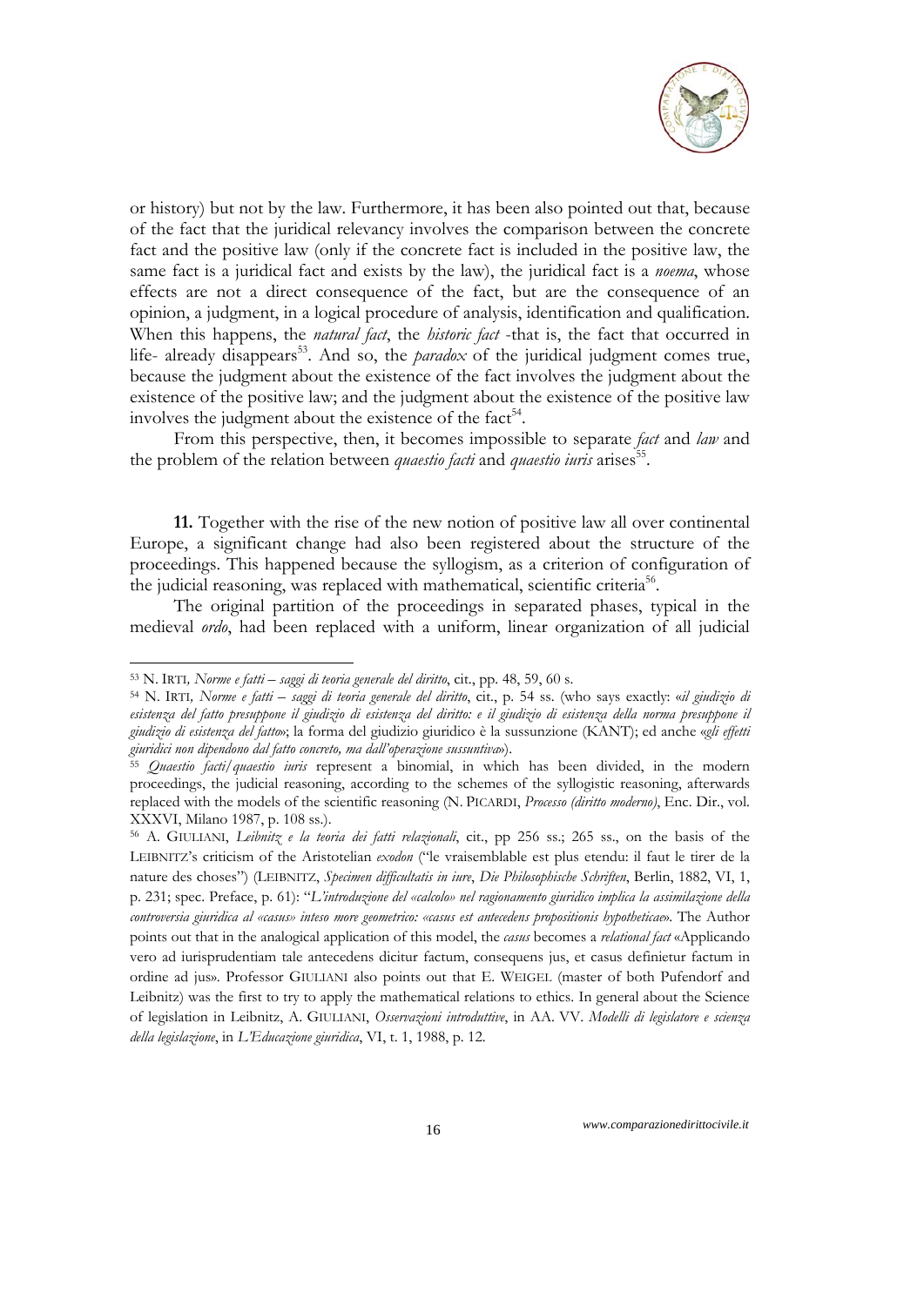or history) but not by the law. Furthermore, it has been also pointed out that, because of the fact that the juridical relevancy involves the comparison between the concrete fact and the positive law (only if the concrete fact is included in the positive law, the same fact is a juridical fact and exists by the law), the juridical fact is a *noema*, whose effects are not a direct consequence of the fact, but are the consequence of an opinion, a judgment, in a logical procedure of analysis, identification and qualification. When this happens, the *natural fact*, the *historic fact* -that is, the fact that occurred in life- already disappears[53]. And so, the *paradox* of the juridical judgment comes true, because the judgment about the existence of the fact involves the judgment about the existence of the positive law; and the judgment about the existence of the positive law involves the judgment about the existence of the fact[54].

From this perspective, then, it becomes impossible to separate *fact* and *law* and the problem of the relation between *quaestio facti* and *quaestio iuris* arises[55].

**11.** Together with the rise of the new notion of positive law all over continental Europe, a significant change had also been registered about the structure of the proceedings. This happened because the syllogism, as a criterion of configuration of the judicial reasoning, was replaced with mathematical, scientific criteria[56].

The original partition of the proceedings in separated phases, typical in the medieval *ordo*, had been replaced with a uniform, linear organization of all judicial

---

[53] N. IRTI*, Norme e fatti – saggi di teoria generale del diritto*, cit., pp. 48, 59, 60 s.

[54] N. IRTI*, Norme e fatti – saggi di teoria generale del diritto*, cit., p. 54 ss. (who says exactly: «*il giudizio di esistenza del fatto presuppone il giudizio di esistenza del diritto: e il giudizio di esistenza della norma presuppone il giudizio di esistenza del fatto*»; la forma del giudizio giuridico è la sussunzione (KANT); ed anche «*gli effetti giuridici non dipendono dal fatto concreto, ma dall'operazione sussuntiva*»).

[55] *Quaestio facti/quaestio iuris* represent a binomial, in which has been divided, in the modern proceedings, the judicial reasoning, according to the schemes of the syllogistic reasoning, afterwards replaced with the models of the scientific reasoning (N. PICARDI, *Processo (diritto moderno)*, Enc. Dir., vol. XXXVI, Milano 1987, p. 108 ss.).

[56] A. GIULIANI, *Leibnitz e la teoria dei fatti relazionali*, cit., pp 256 ss.; 265 ss., on the basis of the LEIBNITZ's criticism of the Aristotelian *exodon* ("le vraisemblable est plus etendu: il faut le tirer de la nature des choses") (LEIBNITZ, *Specimen difficultatis in iure*, *Die Philosophische Schriften*, Berlin, 1882, VI, 1, p. 231; spec. Preface, p. 61): "*L'introduzione del «calcolo» nel ragionamento giuridico implica la assimilazione della controversia giuridica al «casus» inteso more geometrico: «casus est antecedens propositionis hypotheticae»*. The Author points out that in the analogical application of this model, the *casus* becomes a *relational fact* «Applicando vero ad iurisprudentiam tale antecedens dicitur factum, consequens jus, et casus definietur factum in ordine ad jus». Professor GIULIANI also points out that E. WEIGEL (master of both Pufendorf and Leibnitz) was the first to try to apply the mathematical relations to ethics. In general about the Science of legislation in Leibnitz, A. GIULIANI, *Osservazioni introduttive*, in AA. VV. *Modelli di legislatore e scienza della legislazione*, in *L'Educazione giuridica*, VI, t. 1, 1988, p. 12.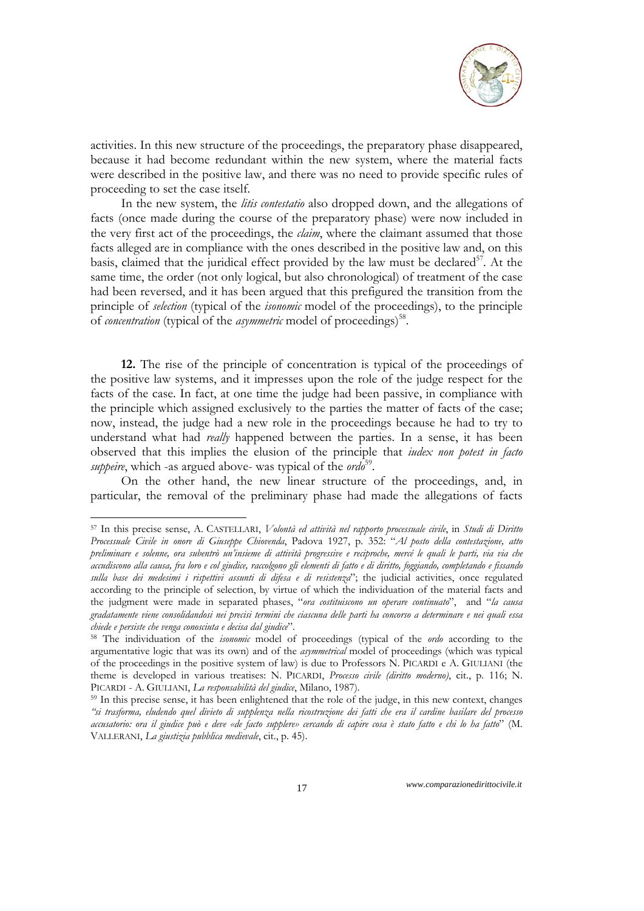activities. In this new structure of the proceedings, the preparatory phase disappeared, because it had become redundant within the new system, where the material facts were described in the positive law, and there was no need to provide specific rules of proceeding to set the case itself.

In the new system, the *litis contestatio* also dropped down, and the allegations of facts (once made during the course of the preparatory phase) were now included in the very first act of the proceedings, the *claim*, where the claimant assumed that those facts alleged are in compliance with the ones described in the positive law and, on this basis, claimed that the juridical effect provided by the law must be declared[57]. At the same time, the order (not only logical, but also chronological) of treatment of the case had been reversed, and it has been argued that this prefigured the transition from the principle of *selection* (typical of the *isonomic* model of the proceedings), to the principle of *concentration* (typical of the *asymmetric* model of proceedings)[58].

**12.** The rise of the principle of concentration is typical of the proceedings of the positive law systems, and it impresses upon the role of the judge respect for the facts of the case. In fact, at one time the judge had been passive, in compliance with the principle which assigned exclusively to the parties the matter of facts of the case; now, instead, the judge had a new role in the proceedings because he had to try to understand what had *really* happened between the parties. In a sense, it has been observed that this implies the elusion of the principle that *iudex non potest in facto suppeire*, which -as argued above- was typical of the *ordo*[59].

On the other hand, the new linear structure of the proceedings, and, in particular, the removal of the preliminary phase had made the allegations of facts

---

[57] In this precise sense, A. CASTELLARI, *Volontà ed attività nel rapporto processuale civile*, in *Studi di Diritto Processuale Civile in onore di Giuseppe Chiovenda*, Padova 1927, p. 352: "*Al posto della contestazione, atto preliminare e solenne, ora subentrò un'insieme di attività progressive e reciproche, mercé le quali le parti, via via che accudiscono alla causa, fra loro e col giudice, raccolgono gli elementi di fatto e di diritto, foggiando, completando e fissando sulla base dei medesimi i rispettivi assunti di difesa e di resistenza*"; the judicial activities, once regulated according to the principle of selection, by virtue of which the individuation of the material facts and the judgment were made in separated phases, "*ora costituiscono un operare continuato*", and "*la causa gradatamente viene consolidandosi nei precisi termini che ciascuna delle parti ha concorso a determinare e nei quali essa chiede e persiste che venga conosciuta e decisa dal giudice*".

[58] The individuation of the *isonomic* model of proceedings (typical of the *ordo* according to the argumentative logic that was its own) and of the *asymmetrical* model of proceedings (which was typical of the proceedings in the positive system of law) is due to Professors N. PICARDI e A. GIULIANI (the theme is developed in various treatises: N. PICARDI, *Processo civile (diritto moderno)*, cit., p. 116; N. PICARDI - A. GIULIANI, *La responsabilità del giudice*, Milano, 1987).

[59] In this precise sense, it has been enlightened that the role of the judge, in this new context, changes *"si trasforma, eludendo quel divieto di supplenza nella ricostruzione dei fatti che era il cardine basilare del processo accusatorio: ora il giudice può e deve «de facto supplere» cercando di capire cosa è stato fatto e chi lo ha fatto*" (M. VALLERANI, *La giustizia pubblica medievale*, cit., p. 45).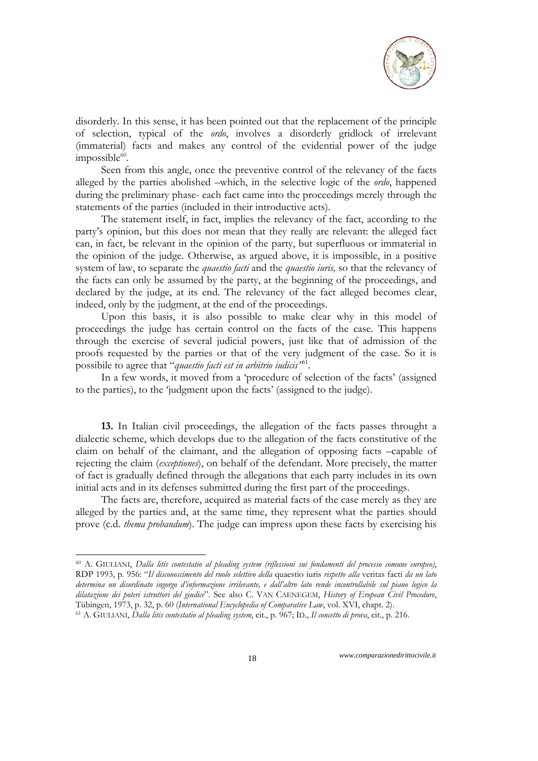disorderly. In this sense, it has been pointed out that the replacement of the principle of selection, typical of the *ordo*, involves a disorderly gridlock of irrelevant (immaterial) facts and makes any control of the evidential power of the judge impossible[60].

Seen from this angle, once the preventive control of the relevancy of the facts alleged by the parties abolished –which, in the selective logic of the *ordo*, happened during the preliminary phase- each fact came into the proceedings merely through the statements of the parties (included in their introductive acts).

The statement itself, in fact, implies the relevancy of the fact, according to the party's opinion, but this does not mean that they really are relevant: the alleged fact can, in fact, be relevant in the opinion of the party, but superfluous or immaterial in the opinion of the judge. Otherwise, as argued above, it is impossible, in a positive system of law, to separate the *quaestio facti* and the *quaestio iuris,* so that the relevancy of the facts can only be assumed by the party, at the beginning of the proceedings, and declared by the judge, at its end. The relevancy of the fact alleged becomes clear, indeed, only by the judgment, at the end of the proceedings.

Upon this basis, it is also possible to make clear why in this model of proceedings the judge has certain control on the facts of the case. This happens through the exercise of several judicial powers, just like that of admission of the proofs requested by the parties or that of the very judgment of the case. So it is possibile to agree that "*quaestio facti est in arbitrio iudicis"*[61].

In a few words, it moved from a 'procedure of selection of the facts' (assigned to the parties), to the 'judgment upon the facts' (assigned to the judge).

**13.** In Italian civil proceedings, the allegation of the facts passes throught a dialectic scheme, which develops due to the allegation of the facts constitutive of the claim on behalf of the claimant, and the allegation of opposing facts –capable of rejecting the claim (*exceptiones*), on behalf of the defendant. More precisely, the matter of fact is gradually defined through the allegations that each party includes in its own initial acts and in its defenses submitted during the first part of the proceedings.

The facts are, therefore, acquired as material facts of the case merely as they are alleged by the parties and, at the same time, they represent what the parties should prove (c.d. *thema probandum*). The judge can impress upon these facts by exercising his

---

[60] A. GIULIANI, *Dalla litis contestatio al pleading system (riflessioni sui fondamenti del processo comune europeo)*, RDP 1993, p. 956: "*Il disconoscimento del ruolo selettivo della* quaestio iuris *rispetto alla* veritas facti *da un lato determina un disordinato ingorgo d'informazione irrilevante, e dall'altro lato rende incontrollabile sul piano logico la dilatazione dei poteri istruttori del giudice*". See also C. VAN CAENEGEM, *History of Eropean Civil Procedure*, Tübingen, 1973, p. 32, p. 60 (*International Encyclopedia of Comparative Law*, vol. XVI, chapt. 2).

[61] A. GIULIANI, *Dalla litis contestatio al pleading system*, cit., p. 967; ID., *Il concetto di prova*, cit., p. 216.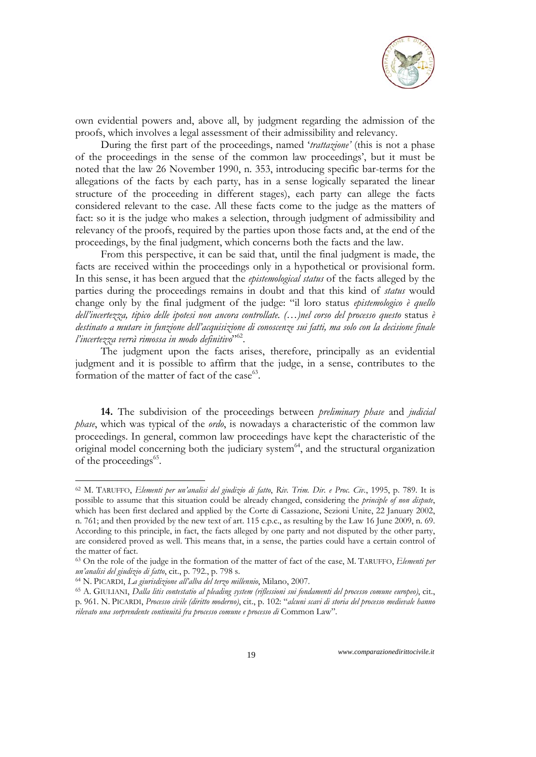own evidential powers and, above all, by judgment regarding the admission of the proofs, which involves a legal assessment of their admissibility and relevancy.

During the first part of the proceedings, named '*trattazione'* (this is not a phase of the proceedings in the sense of the common law proceedings', but it must be noted that the law 26 November 1990, n. 353, introducing specific bar-terms for the allegations of the facts by each party, has in a sense logically separated the linear structure of the proceeding in different stages), each party can allege the facts considered relevant to the case. All these facts come to the judge as the matters of fact: so it is the judge who makes a selection, through judgment of admissibility and relevancy of the proofs, required by the parties upon those facts and, at the end of the proceedings, by the final judgment, which concerns both the facts and the law.

From this perspective, it can be said that, until the final judgment is made, the facts are received within the proceedings only in a hypothetical or provisional form. In this sense, it has been argued that the *epistemological status* of the facts alleged by the parties during the proceedings remains in doubt and that this kind of *status* would change only by the final judgment of the judge: "il loro status *epistemologico è quello dell'incertezza, tipico delle ipotesi non ancora controllate. (…)nel corso del processo questo* status *è destinato a mutare in funzione dell'acquisizione di conoscenze sui fatti, ma solo con la decisione finale l'incertezza verrà rimossa in modo definitivo*"[62].

The judgment upon the facts arises, therefore, principally as an evidential judgment and it is possible to affirm that the judge, in a sense, contributes to the formation of the matter of fact of the case[63].

**14.** The subdivision of the proceedings between *preliminary phase* and *judicial phase*, which was typical of the *ordo*, is nowadays a characteristic of the common law proceedings. In general, common law proceedings have kept the characteristic of the original model concerning both the judiciary system[64], and the structural organization of the proceedings[65].

---

[62] M. TARUFFO, *Elementi per un'analisi del giudizio di fatto*, *Riv. Trim. Dir. e Proc. Civ.*, 1995, p. 789. It is possible to assume that this situation could be already changed, considering the *principle of non dispute*, which has been first declared and applied by the Corte di Cassazione, Sezioni Unite, 22 January 2002, n. 761; and then provided by the new text of art. 115 c.p.c., as resulting by the Law 16 June 2009, n. 69. According to this principle, in fact, the facts alleged by one party and not disputed by the other party, are considered proved as well. This means that, in a sense, the parties could have a certain control of the matter of fact.

[63] On the role of the judge in the formation of the matter of fact of the case, M. TARUFFO, *Elementi per un'analisi del giudizio di fatto*, cit., p. 792., p. 798 s.

[64] N. PICARDI, *La giurisdizione all'alba del terzo millennio*, Milano, 2007.

[65] A. GIULIANI, *Dalla litis contestatio al pleading system (riflessioni sui fondamenti del processo comune europeo)*, cit., p. 961. N. PICARDI, *Processo civile (diritto moderno)*, cit., p. 102: "*alcuni scavi di storia del processo medievale hanno rilevato una sorprendente continuità fra processo comune e processo di* Common Law".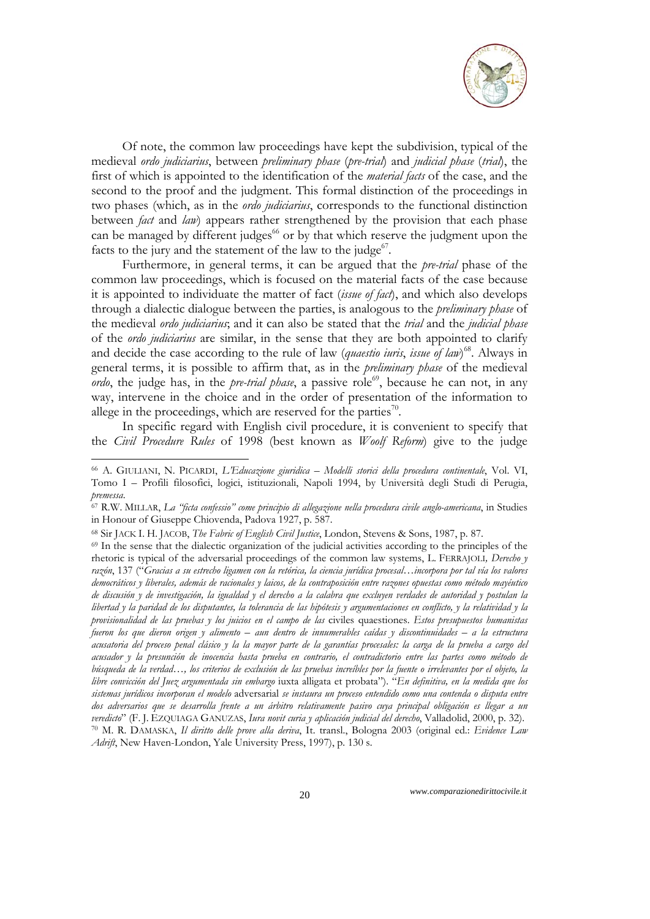Of note, the common law proceedings have kept the subdivision, typical of the medieval *ordo judiciarius*, between *preliminary phase* (*pre-trial*) and *judicial phase* (*trial*), the first of which is appointed to the identification of the *material facts* of the case, and the second to the proof and the judgment. This formal distinction of the proceedings in two phases (which, as in the *ordo judiciarius*, corresponds to the functional distinction between *fact* and *law*) appears rather strengthened by the provision that each phase can be managed by different judges[66] or by that which reserve the judgment upon the facts to the jury and the statement of the law to the judge[67].

Furthermore, in general terms, it can be argued that the *pre-trial* phase of the common law proceedings, which is focused on the material facts of the case because it is appointed to individuate the matter of fact (*issue of fact*), and which also develops through a dialectic dialogue between the parties, is analogous to the *preliminary phase* of the medieval *ordo judiciarius*; and it can also be stated that the *trial* and the *judicial phase* of the *ordo judiciarius* are similar, in the sense that they are both appointed to clarify and decide the case according to the rule of law (*quaestio iuris*, *issue of law*)[68]. Always in general terms, it is possible to affirm that, as in the *preliminary phase* of the medieval *ordo*, the judge has, in the *pre-trial phase*, a passive role[69], because he can not, in any way, intervene in the choice and in the order of presentation of the information to allege in the proceedings, which are reserved for the parties[70].

In specific regard with English civil procedure, it is convenient to specify that the *Civil Procedure Rules* of 1998 (best known as *Woolf Reform*) give to the judge

---

[66] A. GIULIANI, N. PICARDI, *L'Educazione giuridica – Modelli storici della procedura continentale*, Vol. VI, Tomo I – Profili filosofici, logici, istituzionali, Napoli 1994, by Università degli Studi di Perugia, *premessa*.

[67] R.W. MILLAR, *La "ficta confessio" come principio di allegazione nella procedura civile anglo-americana*, in Studies in Honour of Giuseppe Chiovenda, Padova 1927, p. 587.

[68] Sir JACK I. H. JACOB, *The Fabric of English Civil Justice*, London, Stevens & Sons, 1987, p. 87.

[69] In the sense that the dialectic organization of the judicial activities according to the principles of the rhetoric is typical of the adversarial proceedings of the common law systems, L. FERRAJOLI*, Derecho y razón*, 137 ("*Gracias a su estrecho ligamen con la retórica, la ciencia jurídica procesal…incorpora por tal vía los valores democráticos y liberales, además de racionales y laicos, de la contraposición entre razones opuestas como método mayéutico de discusión y de investigación, la igualdad y el derecho a la calabra que excluyen verdades de autoridad y postulan la libertad y la paridad de los disputantes, la tolerancia de las hipótesis y argumentaciones en conflicto, y la relatividad y la provisionalidad de las pruebas y los juicios en el campo de las* civiles quaestiones. *Estos presupuestos humanistas fueron los que dieron origen y alimento – aun dentro de innumerables caídas y discontinuidades – a la estructura acusatoria del proceso penal clásico y la la mayor parte de la garantías procesales: la carga de la prueba a cargo del acusador y la presunción de inocencia hasta prueba en contrario, el contradictorio entre las partes como método de búsqueda de la verdad…, los criterios de exclusión de las pruebas increíbles por la fuente o irrelevantes por el objeto, la libre convicción del Juez argumentada sin embargo* iuxta alligata et probata"). "*En definitiva, en la medida que los sistemas jurídicos incorporan el modelo* adversarial *se instaura un proceso entendido como una contenda o disputa entre dos adversarios que se desarrolla frente a un árbitro relativamente pasivo cuya principal obligación es llegar a un veredicto*" (F. J. EZQUIAGA GANUZAS, *Iura novit curia y aplicación judicial del derecho*, Valladolid, 2000, p. 32).

[70] M. R. DAMASKA, *Il diritto delle prove alla deriva*, It. transl., Bologna 2003 (original ed.: *Evidence Law Adrift*, New Haven-London, Yale University Press, 1997), p. 130 s.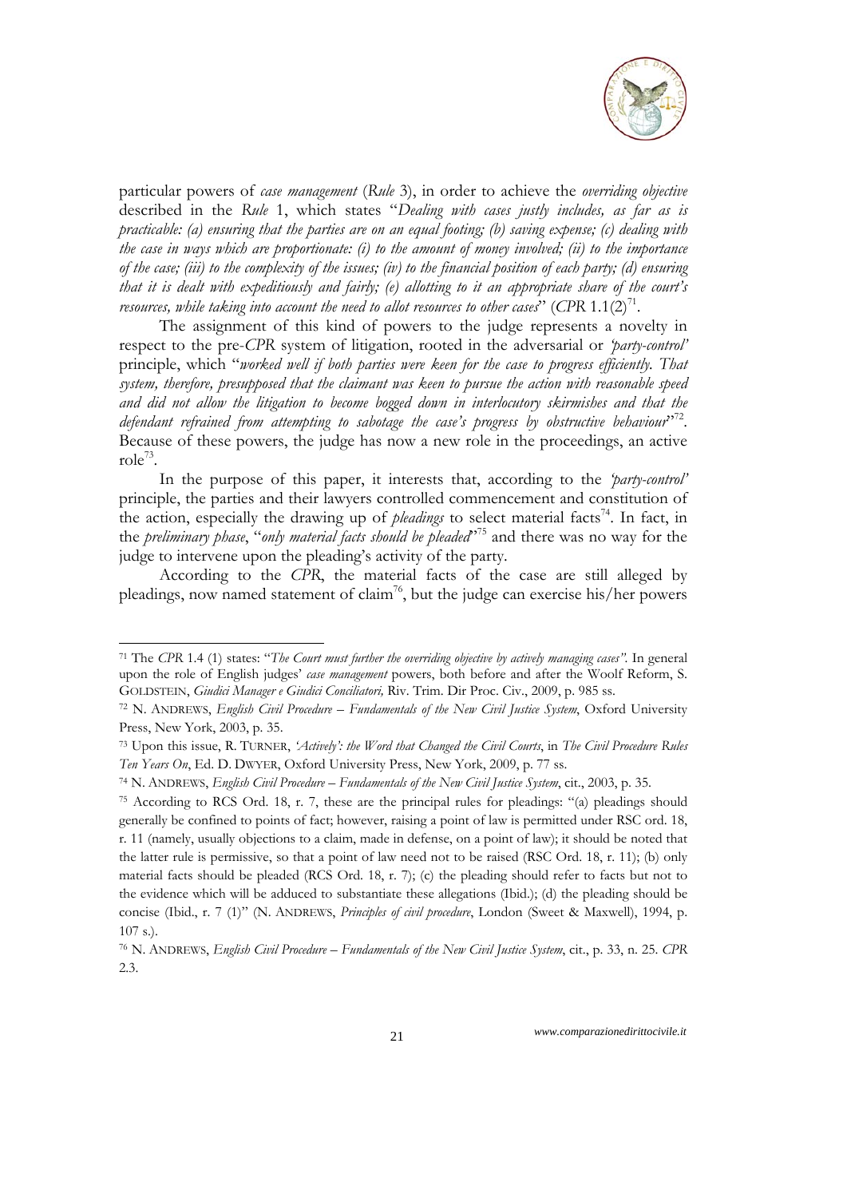particular powers of *case management* (*Rule* 3), in order to achieve the *overriding objective* described in the *Rule* 1, which states "*Dealing with cases justly includes, as far as is practicable: (a) ensuring that the parties are on an equal footing; (b) saving expense; (c) dealing with the case in ways which are proportionate: (i) to the amount of money involved; (ii) to the importance of the case; (iii) to the complexity of the issues; (iv) to the financial position of each party; (d) ensuring that it is dealt with expeditiously and fairly; (e) allotting to it an appropriate share of the court's resources, while taking into account the need to allot resources to other cases*" (*CPR* 1.1(2)[71].

The assignment of this kind of powers to the judge represents a novelty in respect to the pre-*CPR* system of litigation, rooted in the adversarial or *'party-control'* principle, which "*worked well if both parties were keen for the case to progress efficiently. That system, therefore, presupposed that the claimant was keen to pursue the action with reasonable speed and did not allow the litigation to become bogged down in interlocutory skirmishes and that the defendant refrained from attempting to sabotage the case's progress by obstructive behaviour*"[72]. Because of these powers, the judge has now a new role in the proceedings, an active role[73].

In the purpose of this paper, it interests that, according to the *'party-control'* principle, the parties and their lawyers controlled commencement and constitution of the action, especially the drawing up of *pleadings* to select material facts[74]. In fact, in the *preliminary phase*, "*only material facts should be pleaded*"[75] and there was no way for the judge to intervene upon the pleading's activity of the party.

According to the *CPR*, the material facts of the case are still alleged by pleadings, now named statement of claim[76], but the judge can exercise his/her powers

---

[71] The *CPR* 1.4 (1) states: "*The Court must further the overriding objective by actively managing cases"*. In general upon the role of English judges' *case management* powers, both before and after the Woolf Reform, S. GOLDSTEIN, *Giudici Manager e Giudici Conciliatori,* Riv. Trim. Dir Proc. Civ., 2009, p. 985 ss.

[72] N. ANDREWS, *English Civil Procedure – Fundamentals of the New Civil Justice System*, Oxford University Press, New York, 2003, p. 35.

[73] Upon this issue, R. TURNER, *'Actively': the Word that Changed the Civil Courts*, in *The Civil Procedure Rules Ten Years On*, Ed. D. DWYER, Oxford University Press, New York, 2009, p. 77 ss.

[74] N. ANDREWS, *English Civil Procedure – Fundamentals of the New Civil Justice System*, cit., 2003, p. 35.

[75] According to RCS Ord. 18, r. 7, these are the principal rules for pleadings: "(a) pleadings should generally be confined to points of fact; however, raising a point of law is permitted under RSC ord. 18, r. 11 (namely, usually objections to a claim, made in defense, on a point of law); it should be noted that the latter rule is permissive, so that a point of law need not to be raised (RSC Ord. 18, r. 11); (b) only material facts should be pleaded (RCS Ord. 18, r. 7); (c) the pleading should refer to facts but not to the evidence which will be adduced to substantiate these allegations (Ibid.); (d) the pleading should be concise (Ibid., r. 7 (1)" (N. ANDREWS, *Principles of civil procedure*, London (Sweet & Maxwell), 1994, p. 107 s.).

[76] N. ANDREWS, *English Civil Procedure – Fundamentals of the New Civil Justice System*, cit., p. 33, n. 25. *CPR* 2.3.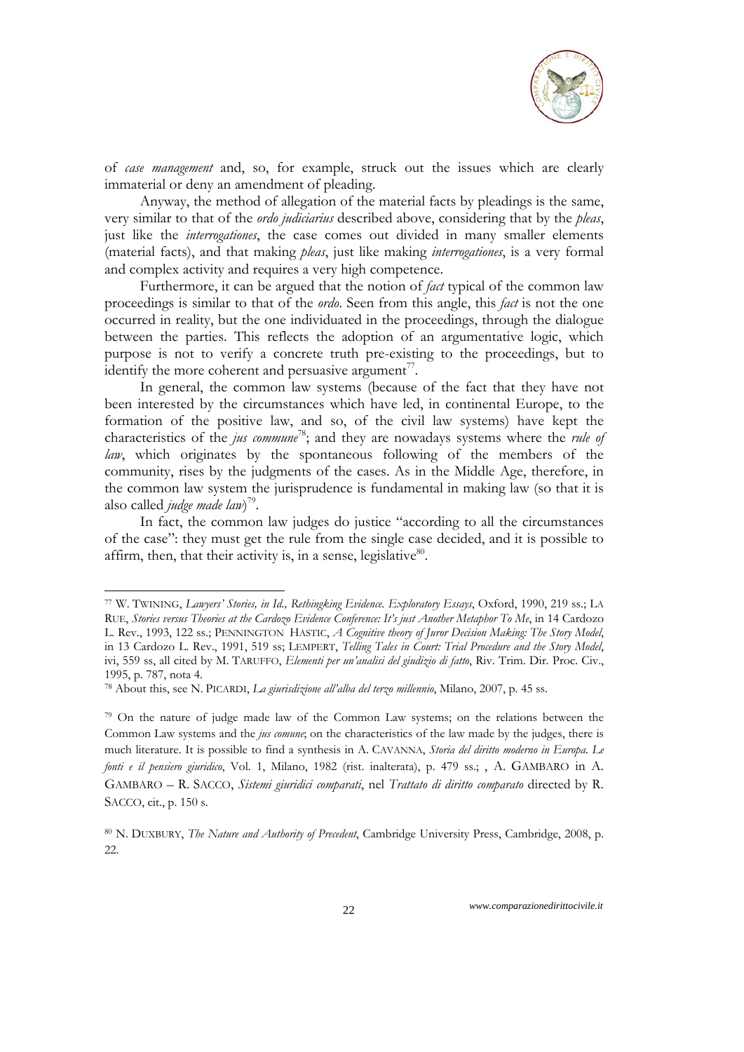of *case management* and, so, for example, struck out the issues which are clearly immaterial or deny an amendment of pleading.

Anyway, the method of allegation of the material facts by pleadings is the same, very similar to that of the *ordo judiciarius* described above, considering that by the *pleas*, just like the *interrogationes*, the case comes out divided in many smaller elements (material facts), and that making *pleas*, just like making *interrogationes*, is a very formal and complex activity and requires a very high competence.

Furthermore, it can be argued that the notion of *fact* typical of the common law proceedings is similar to that of the *ordo*. Seen from this angle, this *fact* is not the one occurred in reality, but the one individuated in the proceedings, through the dialogue between the parties. This reflects the adoption of an argumentative logic, which purpose is not to verify a concrete truth pre-existing to the proceedings, but to identify the more coherent and persuasive argument[77].

In general, the common law systems (because of the fact that they have not been interested by the circumstances which have led, in continental Europe, to the formation of the positive law, and so, of the civil law systems) have kept the characteristics of the *jus commune*[78]; and they are nowadays systems where the *rule of law*, which originates by the spontaneous following of the members of the community, rises by the judgments of the cases. As in the Middle Age, therefore, in the common law system the jurisprudence is fundamental in making law (so that it is also called *judge made law*)[79].

In fact, the common law judges do justice "according to all the circumstances of the case": they must get the rule from the single case decided, and it is possible to affirm, then, that their activity is, in a sense, legislative[80].

---

[77] W. TWINING, *Lawyers' Stories, in Id., Rethingking Evidence. Exploratory Essays*, Oxford, 1990, 219 ss.; LA RUE, *Stories versus Theories at the Cardozo Evidence Conference: It's just Another Metaphor To Me*, in 14 Cardozo L. Rev., 1993, 122 ss.; PENNINGTON HASTIC, *A Cognitive theory of Juror Decision Making: The Story Model*, in 13 Cardozo L. Rev., 1991, 519 ss; LEMPERT, *Telling Tales in Court: Trial Procedure and the Story Model*, ivi, 559 ss, all cited by M. TARUFFO, *Elementi per un'analisi del giudizio di fatto*, Riv. Trim. Dir. Proc. Civ., 1995, p. 787, nota 4.

[78] About this, see N. PICARDI, *La giurisdizione all'alba del terzo millennio*, Milano, 2007, p. 45 ss.

[79] On the nature of judge made law of the Common Law systems; on the relations between the Common Law systems and the *jus comune*; on the characteristics of the law made by the judges, there is much literature. It is possible to find a synthesis in A. CAVANNA, *Storia del diritto moderno in Europa. Le fonti e il pensiero giuridico*, Vol. 1, Milano, 1982 (rist. inalterata), p. 479 ss.; , A. GAMBARO in A. GAMBARO – R. SACCO, *Sistemi giuridici comparati*, nel *Trattato di diritto comparato* directed by R. SACCO, cit., p. 150 s.

[80] N. DUXBURY, *The Nature and Authority of Precedent*, Cambridge University Press, Cambridge, 2008, p. 22.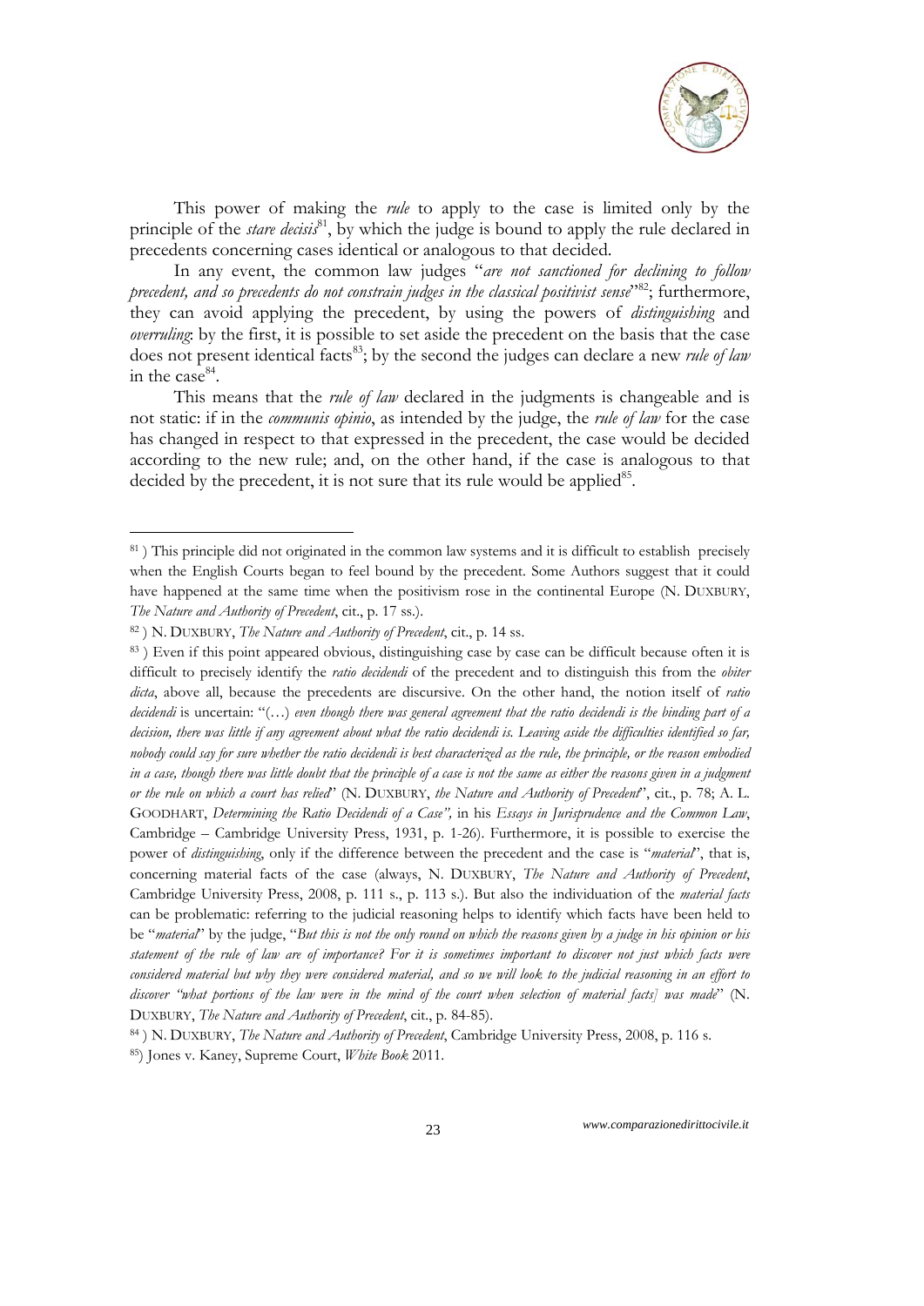This power of making the *rule* to apply to the case is limited only by the principle of the *stare decisis*[81], by which the judge is bound to apply the rule declared in precedents concerning cases identical or analogous to that decided.

In any event, the common law judges "*are not sanctioned for declining to follow precedent, and so precedents do not constrain judges in the classical positivist sense*"[82]; furthermore, they can avoid applying the precedent, by using the powers of *distinguishing* and *overruling*: by the first, it is possible to set aside the precedent on the basis that the case does not present identical facts[83]; by the second the judges can declare a new *rule of law* in the case[84].

This means that the *rule of law* declared in the judgments is changeable and is not static: if in the *communis opinio*, as intended by the judge, the *rule of law* for the case has changed in respect to that expressed in the precedent, the case would be decided according to the new rule; and, on the other hand, if the case is analogous to that decided by the precedent, it is not sure that its rule would be applied[85].

---

[81] ) This principle did not originated in the common law systems and it is difficult to establish precisely when the English Courts began to feel bound by the precedent. Some Authors suggest that it could have happened at the same time when the positivism rose in the continental Europe (N. DUXBURY, *The Nature and Authority of Precedent*, cit., p. 17 ss.).

[82] ) N. DUXBURY, *The Nature and Authority of Precedent*, cit., p. 14 ss.

[83] ) Even if this point appeared obvious, distinguishing case by case can be difficult because often it is difficult to precisely identify the *ratio decidendi* of the precedent and to distinguish this from the *obiter dicta*, above all, because the precedents are discursive. On the other hand, the notion itself of *ratio decidendi* is uncertain: "(…) *even though there was general agreement that the ratio decidendi is the binding part of a decision, there was little if any agreement about what the ratio decidendi is. Leaving aside the difficulties identified so far, nobody could say for sure whether the ratio decidendi is best characterized as the rule, the principle, or the reason embodied in a case, though there was little doubt that the principle of a case is not the same as either the reasons given in a judgment or the rule on which a court has relied*" (N. DUXBURY, *the Nature and Authority of Precedent*", cit., p. 78; A. L. GOODHART, *Determining the Ratio Decidendi of a Case",* in his *Essays in Jurisprudence and the Common Law*, Cambridge – Cambridge University Press, 1931, p. 1-26). Furthermore, it is possible to exercise the power of *distinguishing*, only if the difference between the precedent and the case is "*material*", that is, concerning material facts of the case (always, N. DUXBURY, *The Nature and Authority of Precedent*, Cambridge University Press, 2008, p. 111 s., p. 113 s.). But also the individuation of the *material facts* can be problematic: referring to the judicial reasoning helps to identify which facts have been held to be "*material*" by the judge, "*But this is not the only round on which the reasons given by a judge in his opinion or his statement of the rule of law are of importance? For it is sometimes important to discover not just which facts were considered material but why they were considered material, and so we will look to the judicial reasoning in an effort to discover "what portions of the law were in the mind of the court when selection of material facts] was made*" (N. DUXBURY, *The Nature and Authority of Precedent*, cit., p. 84-85).

[84] ) N. DUXBURY, *The Nature and Authority of Precedent*, Cambridge University Press, 2008, p. 116 s.

[85]) Jones v. Kaney, Supreme Court, *White Book* 2011.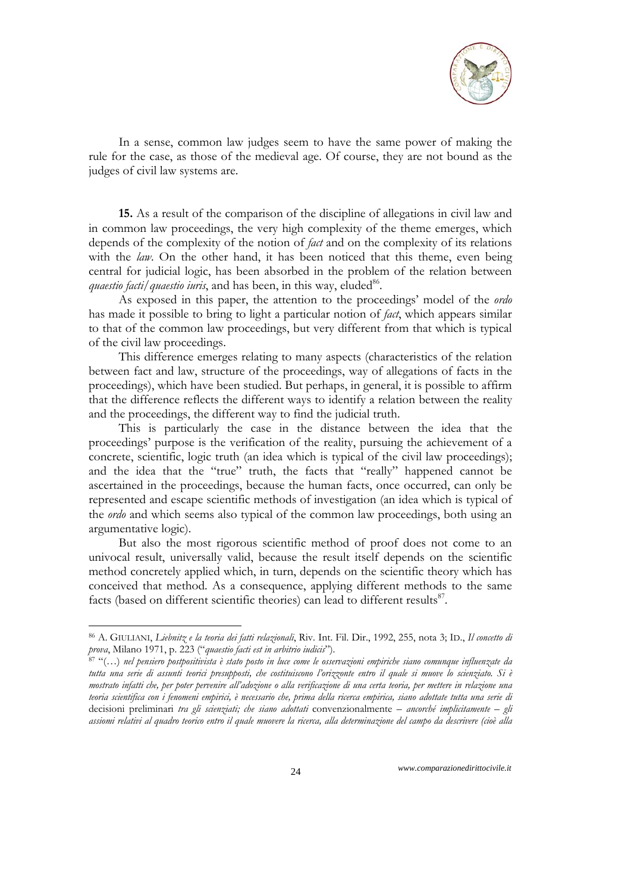In a sense, common law judges seem to have the same power of making the rule for the case, as those of the medieval age. Of course, they are not bound as the judges of civil law systems are.

**15.** As a result of the comparison of the discipline of allegations in civil law and in common law proceedings, the very high complexity of the theme emerges, which depends of the complexity of the notion of *fact* and on the complexity of its relations with the *law*. On the other hand, it has been noticed that this theme, even being central for judicial logic, has been absorbed in the problem of the relation between *quaestio facti/quaestio iuris*, and has been, in this way, eluded[86].

As exposed in this paper, the attention to the proceedings' model of the *ordo* has made it possible to bring to light a particular notion of *fact*, which appears similar to that of the common law proceedings, but very different from that which is typical of the civil law proceedings.

This difference emerges relating to many aspects (characteristics of the relation between fact and law, structure of the proceedings, way of allegations of facts in the proceedings), which have been studied. But perhaps, in general, it is possible to affirm that the difference reflects the different ways to identify a relation between the reality and the proceedings, the different way to find the judicial truth.

This is particularly the case in the distance between the idea that the proceedings' purpose is the verification of the reality, pursuing the achievement of a concrete, scientific, logic truth (an idea which is typical of the civil law proceedings); and the idea that the "true" truth, the facts that "really" happened cannot be ascertained in the proceedings, because the human facts, once occurred, can only be represented and escape scientific methods of investigation (an idea which is typical of the *ordo* and which seems also typical of the common law proceedings, both using an argumentative logic).

But also the most rigorous scientific method of proof does not come to an univocal result, universally valid, because the result itself depends on the scientific method concretely applied which, in turn, depends on the scientific theory which has conceived that method. As a consequence, applying different methods to the same facts (based on different scientific theories) can lead to different results[87].

---

[86] A. GIULIANI, *Liebnitz e la teoria dei fatti relazionali*, Riv. Int. Fil. Dir., 1992, 255, nota 3; ID., *Il concetto di prova*, Milano 1971, p. 223 ("*quaestio facti est in arbitrio iudicis*").

[87] "(…) *nel pensiero postpositivista è stato posto in luce come le osservazioni empiriche siano comunque influenzate da tutta una serie di assunti teorici presupposti, che costituiscono l'orizzonte entro il quale si muove lo scienziato. Si è mostrato infatti che, per poter pervenire all'adozione o alla verificazione di una certa teoria, per mettere in relazione una teoria scientifica con i fenomeni empirici, è necessario che, prima della ricerca empirica, siano adottate tutta una serie di* decisioni preliminari *tra gli scienziati; che siano adottati* convenzionalmente – *ancorché implicitamente – gli assiomi relativi al quadro teorico entro il quale muovere la ricerca, alla determinazione del campo da descrivere (cioè alla*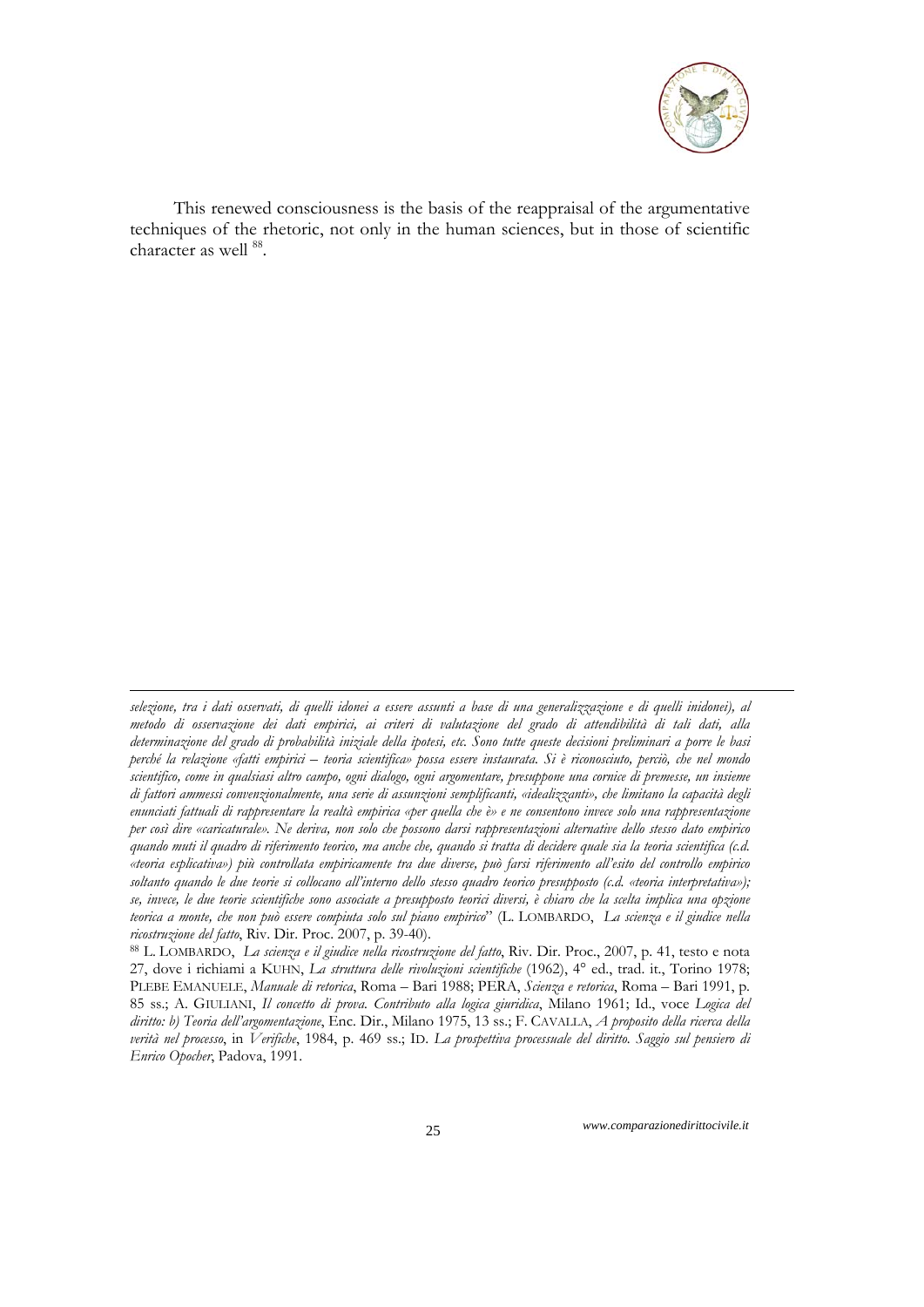This renewed consciousness is the basis of the reappraisal of the argumentative techniques of the rhetoric, not only in the human sciences, but in those of scientific character as well [88].

---

*selezione, tra i dati osservati, di quelli idonei a essere assunti a base di una generalizzazione e di quelli inidonei), al metodo di osservazione dei dati empirici, ai criteri di valutazione del grado di attendibilità di tali dati, alla determinazione del grado di probabilità iniziale della ipotesi, etc. Sono tutte queste decisioni preliminari a porre le basi perché la relazione «fatti empirici – teoria scientifica» possa essere instaurata. Si è riconosciuto, perciò, che nel mondo scientifico, come in qualsiasi altro campo, ogni dialogo, ogni argomentare, presuppone una cornice di premesse, un insieme di fattori ammessi convenzionalmente, una serie di assunzioni semplificanti, «idealizzanti», che limitano la capacità degli enunciati fattuali di rappresentare la realtà empirica «per quella che è» e ne consentono invece solo una rappresentazione per così dire «caricaturale». Ne deriva, non solo che possono darsi rappresentazioni alternative dello stesso dato empirico quando muti il quadro di riferimento teorico, ma anche che, quando si tratta di decidere quale sia la teoria scientifica (c.d. «teoria esplicativa») più controllata empiricamente tra due diverse, può farsi riferimento all'esito del controllo empirico soltanto quando le due teorie si collocano all'interno dello stesso quadro teorico presupposto (c.d. «teoria interpretativa»); se, invece, le due teorie scientifiche sono associate a presupposto teorici diversi, è chiaro che la scelta implica una opzione teorica a monte, che non può essere compiuta solo sul piano empirico*" (L. LOMBARDO, *La scienza e il giudice nella ricostruzione del fatto*, Riv. Dir. Proc. 2007, p. 39-40).

[88] L. LOMBARDO, *La scienza e il giudice nella ricostruzione del fatto*, Riv. Dir. Proc., 2007, p. 41, testo e nota 27, dove i richiami a KUHN, *La struttura delle rivoluzioni scientifiche* (1962), 4° ed., trad. it., Torino 1978; PLEBE EMANUELE, *Manuale di retorica*, Roma – Bari 1988; PERA, *Scienza e retorica*, Roma – Bari 1991, p. 85 ss.; A. GIULIANI, *Il concetto di prova. Contributo alla logica giuridica*, Milano 1961; Id., voce *Logica del diritto: b) Teoria dell'argomentazione*, Enc. Dir., Milano 1975, 13 ss.; F. CAVALLA, *A proposito della ricerca della verità nel processo*, in *Verifiche*, 1984, p. 469 ss.; ID. *La prospettiva processuale del diritto. Saggio sul pensiero di Enrico Opocher*, Padova, 1991.